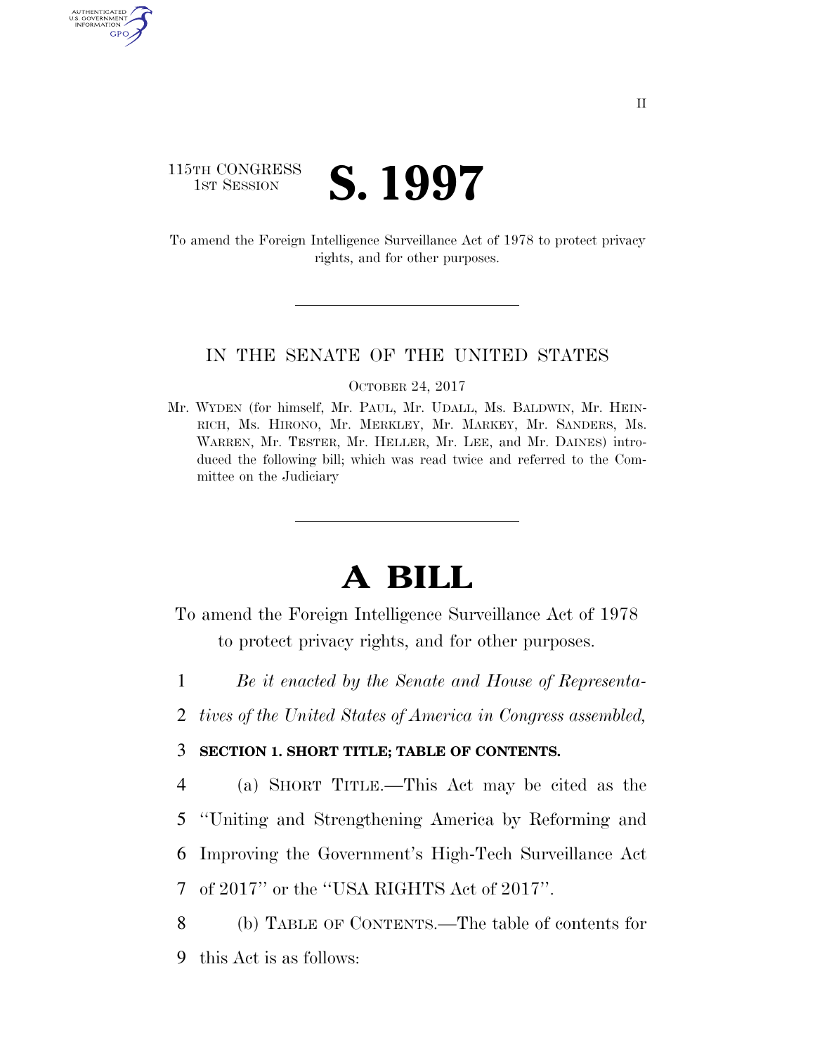115TH CONGRESS
1ST SESSION

# S. 1997

To amend the Foreign Intelligence Surveillance Act of 1978 to protect privacy rights, and for other purposes.

IN THE SENATE OF THE UNITED STATES

OCTOBER 24, 2017

Mr. WYDEN (for himself, Mr. PAUL, Mr. UDALL, Ms. BALDWIN, Mr. HEINRICH, Ms. HIRONO, Mr. MERKLEY, Mr. MARKEY, Mr. SANDERS, Ms. WARREN, Mr. TESTER, Mr. HELLER, Mr. LEE, and Mr. DAINES) introduced the following bill; which was read twice and referred to the Committee on the Judiciary

# A BILL

To amend the Foreign Intelligence Surveillance Act of 1978 to protect privacy rights, and for other purposes.

1 *Be it enacted by the Senate and House of Representa-*
2 *tives of the United States of America in Congress assembled,*

3 **SECTION 1. SHORT TITLE; TABLE OF CONTENTS.**

4 (a) SHORT TITLE.—This Act may be cited as the
5 ''Uniting and Strengthening America by Reforming and
6 Improving the Government's High-Tech Surveillance Act
7 of 2017'' or the ''USA RIGHTS Act of 2017''.

8 (b) TABLE OF CONTENTS.—The table of contents for
9 this Act is as follows: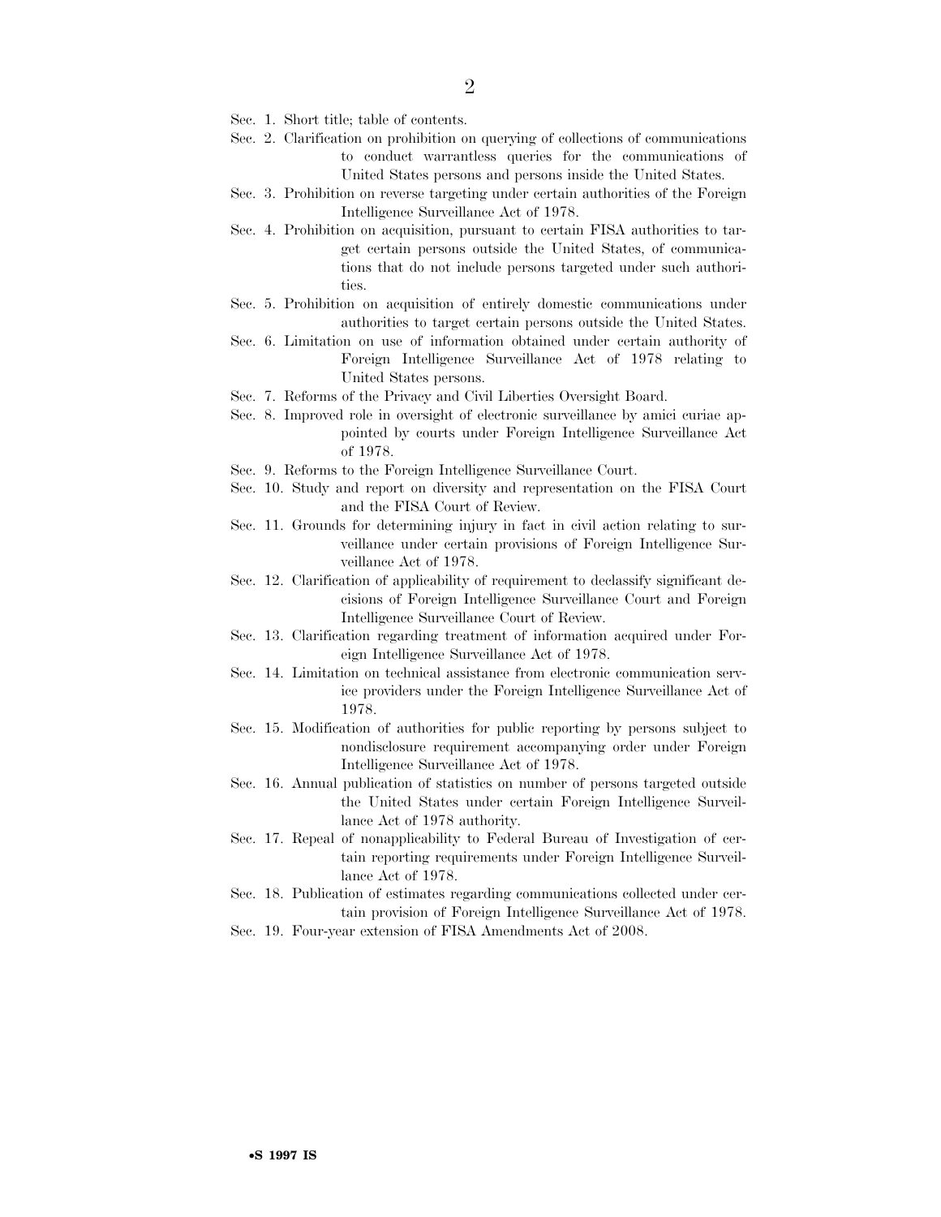Sec. 1. Short title; table of contents.

Sec. 2. Clarification on prohibition on querying of collections of communications to conduct warrantless queries for the communications of United States persons and persons inside the United States.

Sec. 3. Prohibition on reverse targeting under certain authorities of the Foreign Intelligence Surveillance Act of 1978.

Sec. 4. Prohibition on acquisition, pursuant to certain FISA authorities to target certain persons outside the United States, of communications that do not include persons targeted under such authorities.

Sec. 5. Prohibition on acquisition of entirely domestic communications under authorities to target certain persons outside the United States.

Sec. 6. Limitation on use of information obtained under certain authority of Foreign Intelligence Surveillance Act of 1978 relating to United States persons.

Sec. 7. Reforms of the Privacy and Civil Liberties Oversight Board.

Sec. 8. Improved role in oversight of electronic surveillance by amici curiae appointed by courts under Foreign Intelligence Surveillance Act of 1978.

Sec. 9. Reforms to the Foreign Intelligence Surveillance Court.

Sec. 10. Study and report on diversity and representation on the FISA Court and the FISA Court of Review.

Sec. 11. Grounds for determining injury in fact in civil action relating to surveillance under certain provisions of Foreign Intelligence Surveillance Act of 1978.

Sec. 12. Clarification of applicability of requirement to declassify significant decisions of Foreign Intelligence Surveillance Court and Foreign Intelligence Surveillance Court of Review.

Sec. 13. Clarification regarding treatment of information acquired under Foreign Intelligence Surveillance Act of 1978.

Sec. 14. Limitation on technical assistance from electronic communication service providers under the Foreign Intelligence Surveillance Act of 1978.

Sec. 15. Modification of authorities for public reporting by persons subject to nondisclosure requirement accompanying order under Foreign Intelligence Surveillance Act of 1978.

Sec. 16. Annual publication of statistics on number of persons targeted outside the United States under certain Foreign Intelligence Surveillance Act of 1978 authority.

Sec. 17. Repeal of nonapplicability to Federal Bureau of Investigation of certain reporting requirements under Foreign Intelligence Surveillance Act of 1978.

Sec. 18. Publication of estimates regarding communications collected under certain provision of Foreign Intelligence Surveillance Act of 1978.

Sec. 19. Four-year extension of FISA Amendments Act of 2008.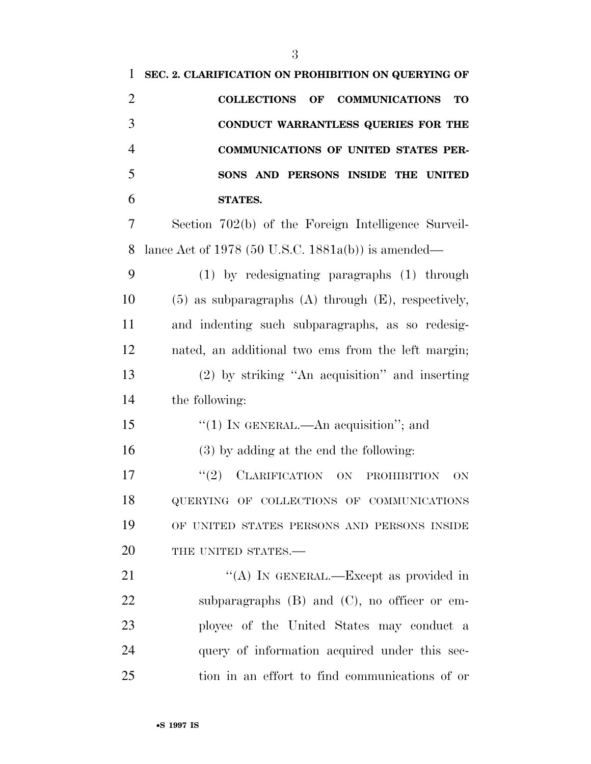**SEC. 2. CLARIFICATION ON PROHIBITION ON QUERYING OF COLLECTIONS OF COMMUNICATIONS TO CONDUCT WARRANTLESS QUERIES FOR THE COMMUNICATIONS OF UNITED STATES PERSONS AND PERSONS INSIDE THE UNITED STATES.**

Section 702(b) of the Foreign Intelligence Surveillance Act of 1978 (50 U.S.C. 1881a(b)) is amended—

(1) by redesignating paragraphs (1) through (5) as subparagraphs (A) through (E), respectively, and indenting such subparagraphs, as so redesignated, an additional two ems from the left margin;

(2) by striking ''An acquisition'' and inserting the following:

''(1) IN GENERAL.—An acquisition''; and

(3) by adding at the end the following:

''(2) CLARIFICATION ON PROHIBITION ON QUERYING OF COLLECTIONS OF COMMUNICATIONS OF UNITED STATES PERSONS AND PERSONS INSIDE THE UNITED STATES.—

''(A) IN GENERAL.—Except as provided in subparagraphs (B) and (C), no officer or employee of the United States may conduct a query of information acquired under this section in an effort to find communications of or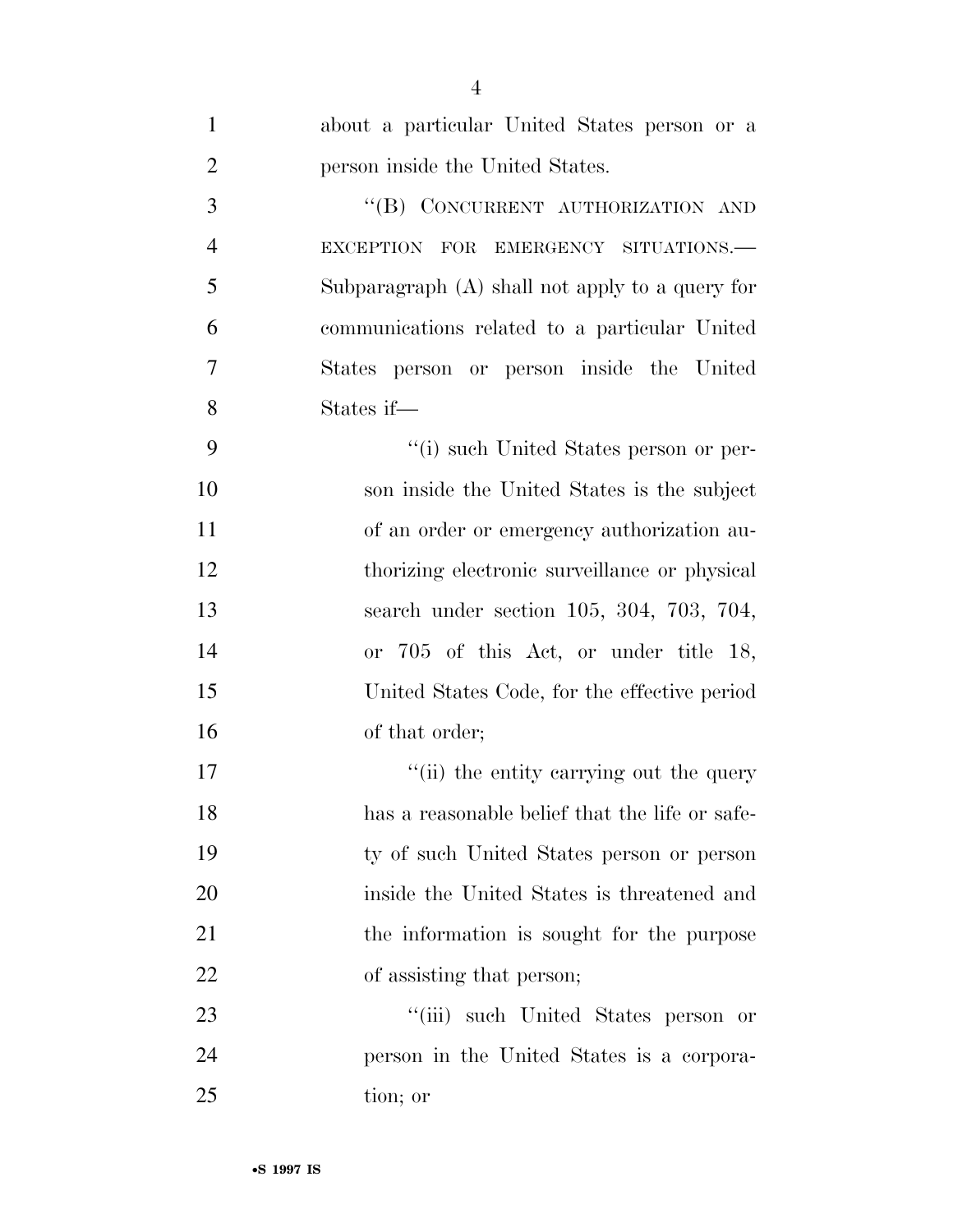about a particular United States person or a person inside the United States.

''(B) CONCURRENT AUTHORIZATION AND EXCEPTION FOR EMERGENCY SITUATIONS.— Subparagraph (A) shall not apply to a query for communications related to a particular United States person or person inside the United States if—

''(i) such United States person or person inside the United States is the subject of an order or emergency authorization authorizing electronic surveillance or physical search under section 105, 304, 703, 704, or 705 of this Act, or under title 18, United States Code, for the effective period of that order;

''(ii) the entity carrying out the query has a reasonable belief that the life or safety of such United States person or person inside the United States is threatened and the information is sought for the purpose of assisting that person;

''(iii) such United States person or person in the United States is a corporation; or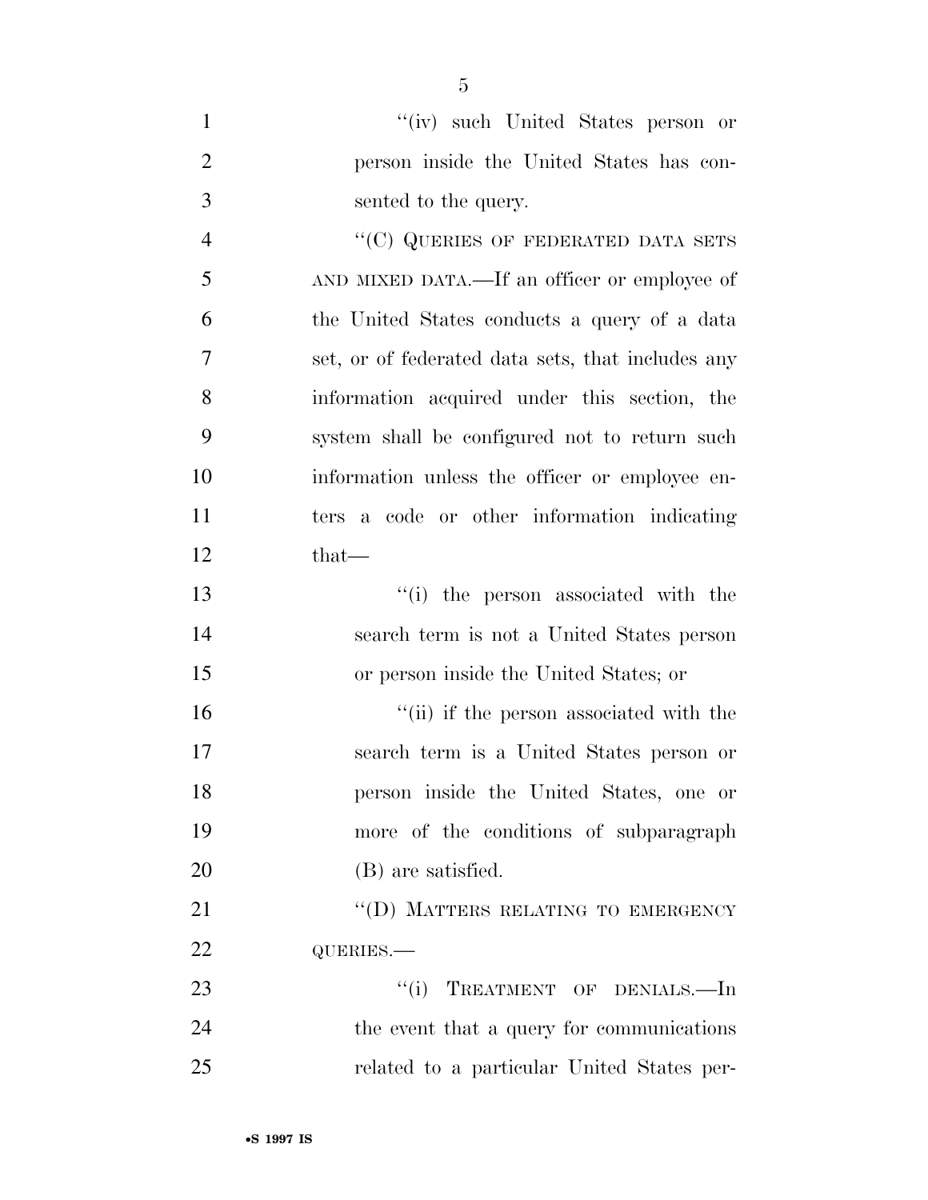"(iv) such United States person or person inside the United States has consented to the query.

"(C) QUERIES OF FEDERATED DATA SETS AND MIXED DATA.—If an officer or employee of the United States conducts a query of a data set, or of federated data sets, that includes any information acquired under this section, the system shall be configured not to return such information unless the officer or employee enters a code or other information indicating that—

"(i) the person associated with the search term is not a United States person or person inside the United States; or

"(ii) if the person associated with the search term is a United States person or person inside the United States, one or more of the conditions of subparagraph (B) are satisfied.

"(D) MATTERS RELATING TO EMERGENCY QUERIES.—

"(i) TREATMENT OF DENIALS.—In the event that a query for communications related to a particular United States per-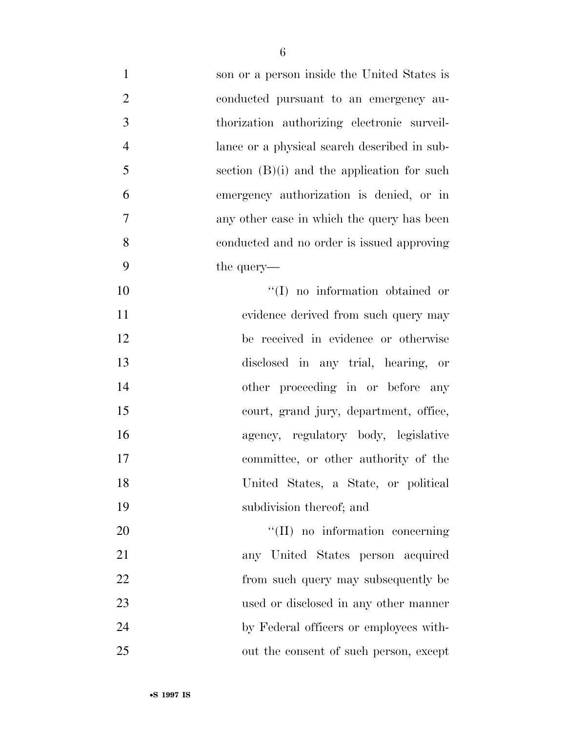son or a person inside the United States is conducted pursuant to an emergency authorization authorizing electronic surveillance or a physical search described in subsection (B)(i) and the application for such emergency authorization is denied, or in any other case in which the query has been conducted and no order is issued approving the query—

''(I) no information obtained or evidence derived from such query may be received in evidence or otherwise disclosed in any trial, hearing, or other proceeding in or before any court, grand jury, department, office, agency, regulatory body, legislative committee, or other authority of the United States, a State, or political subdivision thereof; and

''(II) no information concerning any United States person acquired from such query may subsequently be used or disclosed in any other manner by Federal officers or employees without the consent of such person, except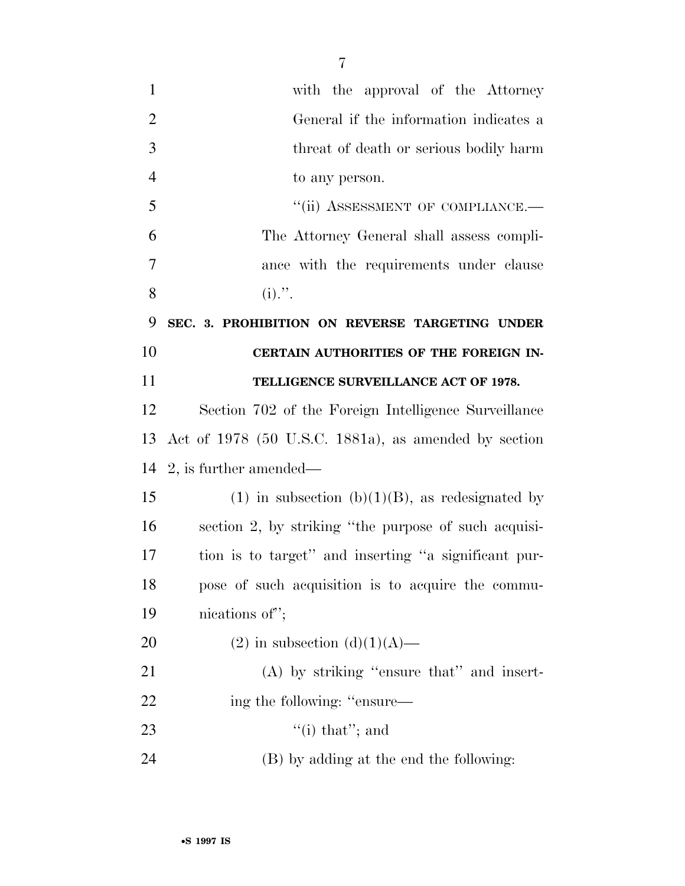with the approval of the Attorney General if the information indicates a threat of death or serious bodily harm to any person.

"(ii) ASSESSMENT OF COMPLIANCE.— The Attorney General shall assess compliance with the requirements under clause (i).".

**SEC. 3. PROHIBITION ON REVERSE TARGETING UNDER CERTAIN AUTHORITIES OF THE FOREIGN INTELLIGENCE SURVEILLANCE ACT OF 1978.**

Section 702 of the Foreign Intelligence Surveillance Act of 1978 (50 U.S.C. 1881a), as amended by section 2, is further amended—

(1) in subsection (b)(1)(B), as redesignated by section 2, by striking "the purpose of such acquisition is to target" and inserting "a significant purpose of such acquisition is to acquire the communications of";

(2) in subsection (d)(1)(A)—

(A) by striking "ensure that" and inserting the following: "ensure—

"(i) that"; and

(B) by adding at the end the following: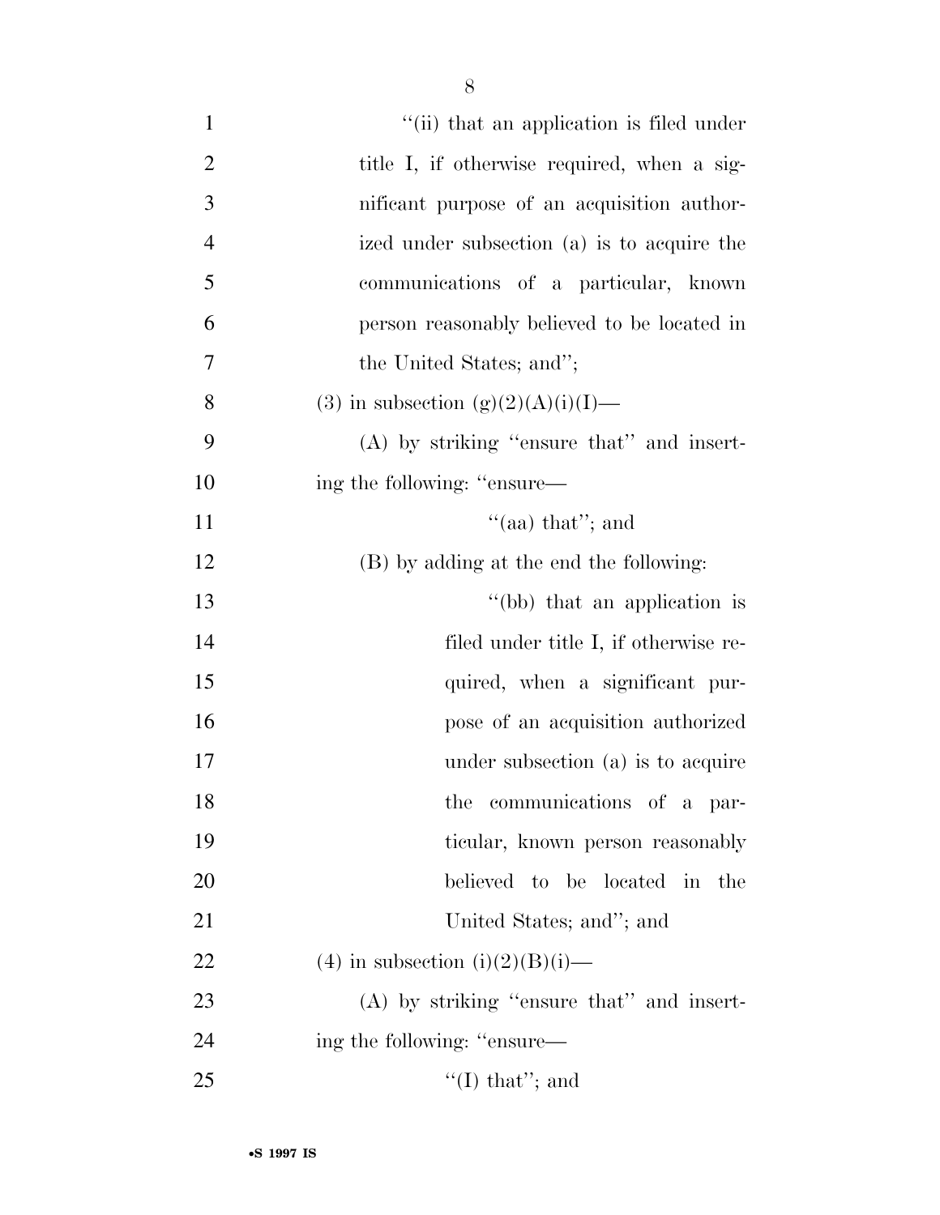"(ii) that an application is filed under title I, if otherwise required, when a significant purpose of an acquisition authorized under subsection (a) is to acquire the communications of a particular, known person reasonably believed to be located in the United States; and";

(3) in subsection (g)(2)(A)(i)(I)—

(A) by striking "ensure that" and inserting the following: "ensure—

"(aa) that"; and

(B) by adding at the end the following:

"(bb) that an application is filed under title I, if otherwise required, when a significant purpose of an acquisition authorized under subsection (a) is to acquire the communications of a particular, known person reasonably believed to be located in the United States; and"; and

(4) in subsection (i)(2)(B)(i)—

(A) by striking "ensure that" and inserting the following: "ensure—

"(I) that"; and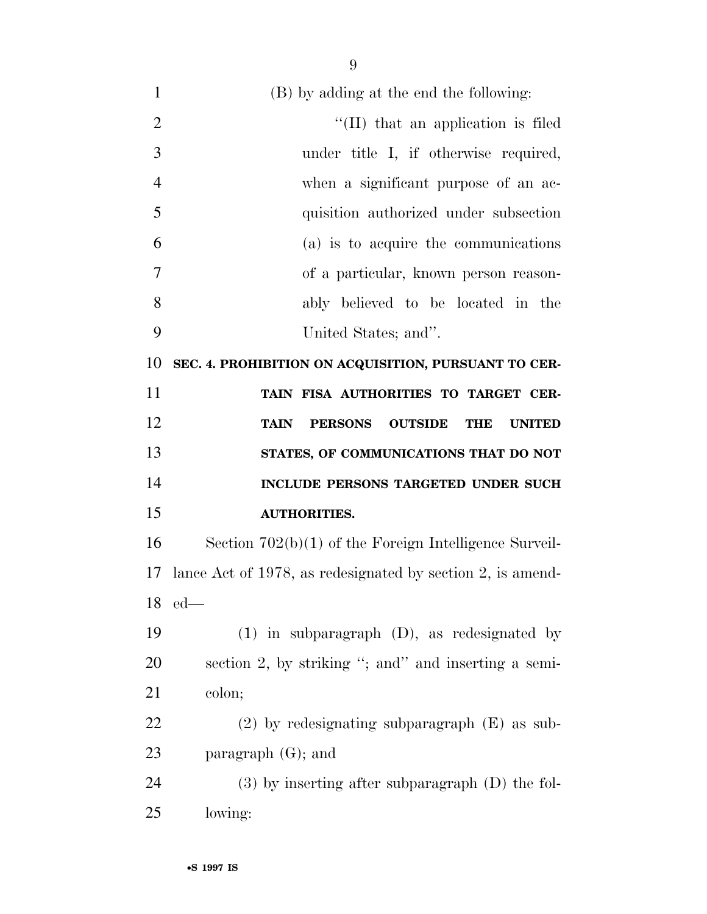(B) by adding at the end the following:

"(II) that an application is filed under title I, if otherwise required, when a significant purpose of an acquisition authorized under subsection (a) is to acquire the communications of a particular, known person reasonably believed to be located in the United States; and".

**SEC. 4. PROHIBITION ON ACQUISITION, PURSUANT TO CERTAIN FISA AUTHORITIES TO TARGET CERTAIN PERSONS OUTSIDE THE UNITED STATES, OF COMMUNICATIONS THAT DO NOT INCLUDE PERSONS TARGETED UNDER SUCH AUTHORITIES.**

Section 702(b)(1) of the Foreign Intelligence Surveillance Act of 1978, as redesignated by section 2, is amended—

(1) in subparagraph (D), as redesignated by section 2, by striking "; and" and inserting a semicolon;

(2) by redesignating subparagraph (E) as subparagraph (G); and

(3) by inserting after subparagraph (D) the following: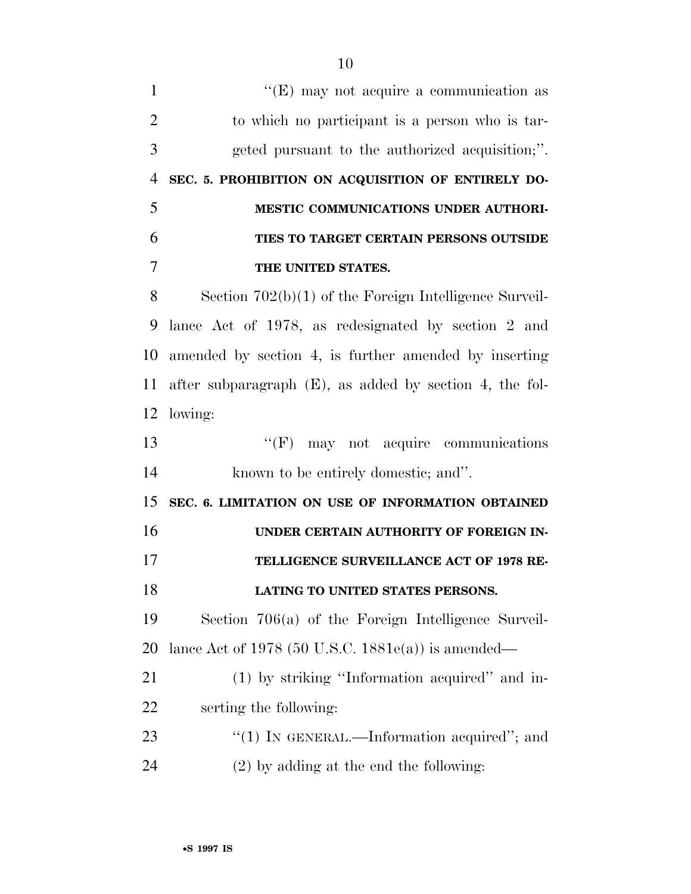''(E) may not acquire a communication as to which no participant is a person who is targeted pursuant to the authorized acquisition;''.

**SEC. 5. PROHIBITION ON ACQUISITION OF ENTIRELY DOMESTIC COMMUNICATIONS UNDER AUTHORITIES TO TARGET CERTAIN PERSONS OUTSIDE THE UNITED STATES.**

Section 702(b)(1) of the Foreign Intelligence Surveillance Act of 1978, as redesignated by section 2 and amended by section 4, is further amended by inserting after subparagraph (E), as added by section 4, the following:

''(F) may not acquire communications known to be entirely domestic; and''.

**SEC. 6. LIMITATION ON USE OF INFORMATION OBTAINED UNDER CERTAIN AUTHORITY OF FOREIGN INTELLIGENCE SURVEILLANCE ACT OF 1978 RELATING TO UNITED STATES PERSONS.**

Section 706(a) of the Foreign Intelligence Surveillance Act of 1978 (50 U.S.C. 1881e(a)) is amended—

(1) by striking ''Information acquired'' and inserting the following:

''(1) IN GENERAL.—Information acquired''; and

(2) by adding at the end the following: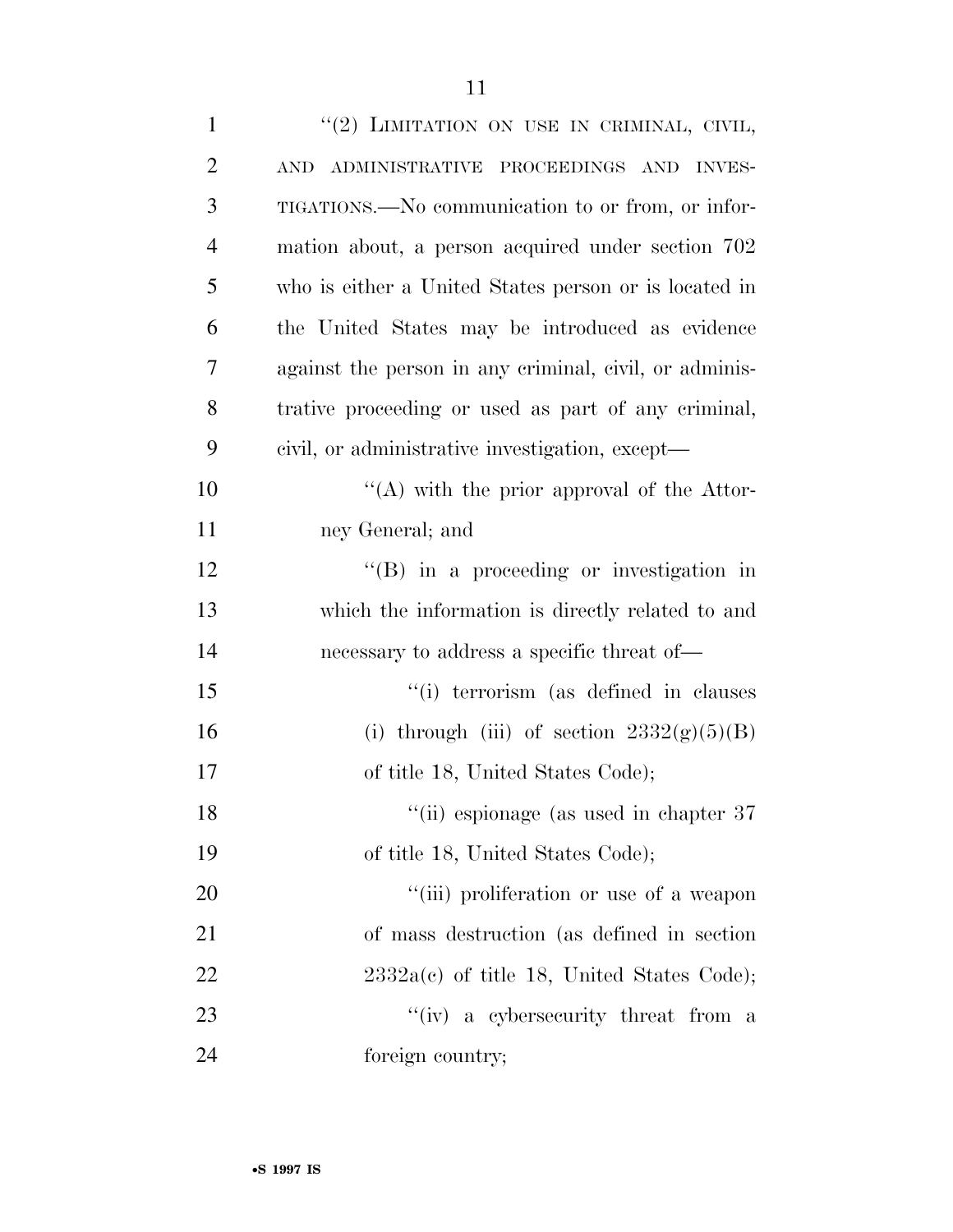"(2) LIMITATION ON USE IN CRIMINAL, CIVIL, AND ADMINISTRATIVE PROCEEDINGS AND INVESTIGATIONS.—No communication to or from, or information about, a person acquired under section 702 who is either a United States person or is located in the United States may be introduced as evidence against the person in any criminal, civil, or administrative proceeding or used as part of any criminal, civil, or administrative investigation, except—

"(A) with the prior approval of the Attorney General; and

"(B) in a proceeding or investigation in which the information is directly related to and necessary to address a specific threat of—

"(i) terrorism (as defined in clauses (i) through (iii) of section 2332(g)(5)(B) of title 18, United States Code);

"(ii) espionage (as used in chapter 37 of title 18, United States Code);

"(iii) proliferation or use of a weapon of mass destruction (as defined in section 2332a(c) of title 18, United States Code);

"(iv) a cybersecurity threat from a foreign country;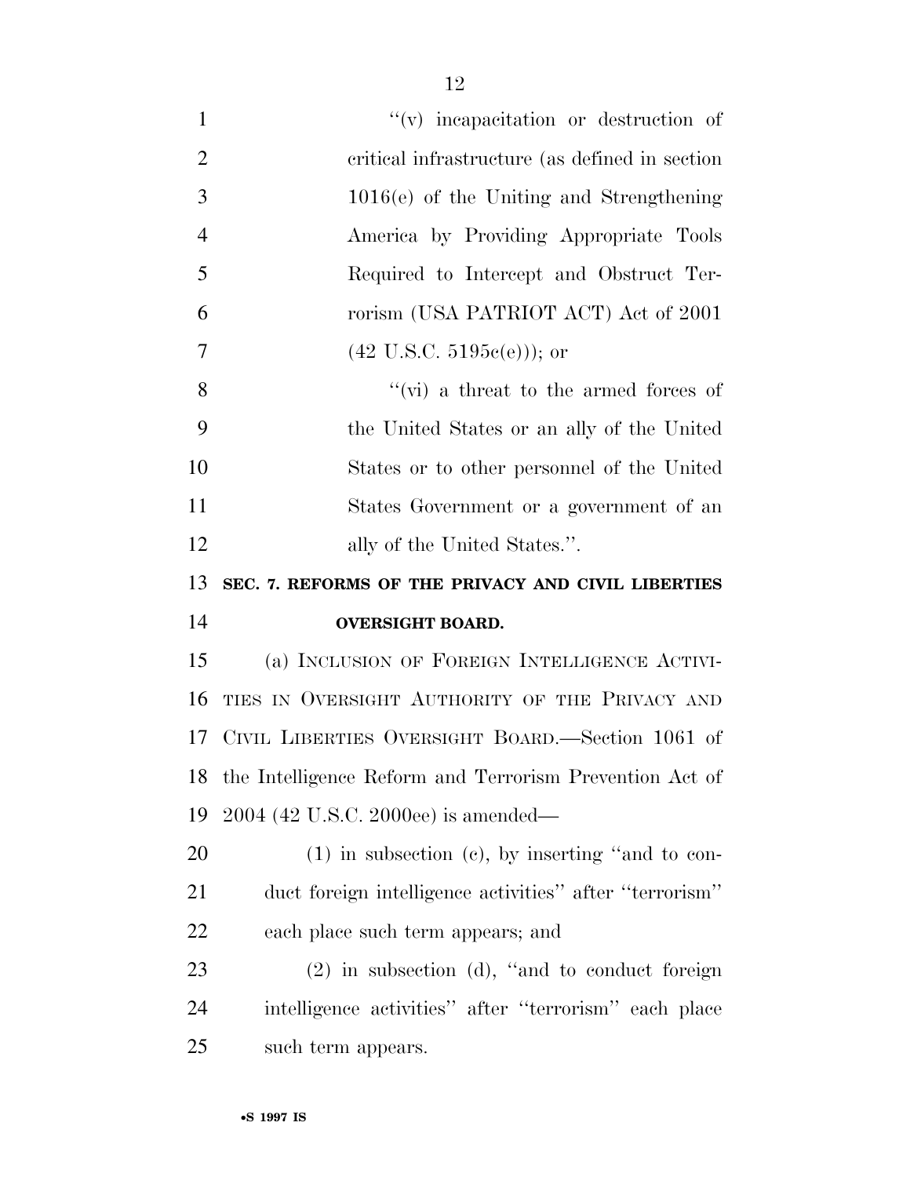''(v) incapacitation or destruction of critical infrastructure (as defined in section 1016(e) of the Uniting and Strengthening America by Providing Appropriate Tools Required to Intercept and Obstruct Terrorism (USA PATRIOT ACT) Act of 2001 (42 U.S.C. 5195c(e))); or

''(vi) a threat to the armed forces of the United States or an ally of the United States or to other personnel of the United States Government or a government of an ally of the United States.''.

**SEC. 7. REFORMS OF THE PRIVACY AND CIVIL LIBERTIES OVERSIGHT BOARD.**

(a) INCLUSION OF FOREIGN INTELLIGENCE ACTIVITIES IN OVERSIGHT AUTHORITY OF THE PRIVACY AND CIVIL LIBERTIES OVERSIGHT BOARD.—Section 1061 of the Intelligence Reform and Terrorism Prevention Act of 2004 (42 U.S.C. 2000ee) is amended—

(1) in subsection (c), by inserting ''and to conduct foreign intelligence activities'' after ''terrorism'' each place such term appears; and

(2) in subsection (d), ''and to conduct foreign intelligence activities'' after ''terrorism'' each place such term appears.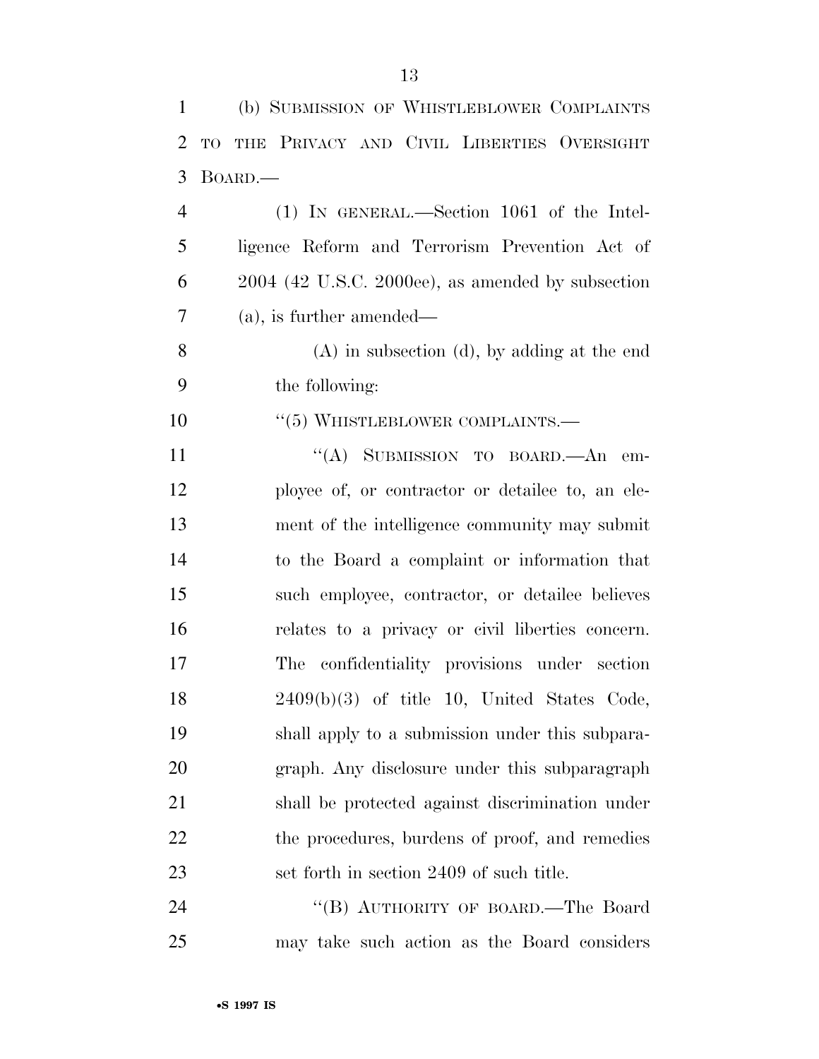(b) SUBMISSION OF WHISTLEBLOWER COMPLAINTS TO THE PRIVACY AND CIVIL LIBERTIES OVERSIGHT BOARD.—

(1) IN GENERAL.—Section 1061 of the Intelligence Reform and Terrorism Prevention Act of 2004 (42 U.S.C. 2000ee), as amended by subsection (a), is further amended—

(A) in subsection (d), by adding at the end the following:

"(5) WHISTLEBLOWER COMPLAINTS.—

"(A) SUBMISSION TO BOARD.—An employee of, or contractor or detailee to, an element of the intelligence community may submit to the Board a complaint or information that such employee, contractor, or detailee believes relates to a privacy or civil liberties concern. The confidentiality provisions under section 2409(b)(3) of title 10, United States Code, shall apply to a submission under this subparagraph. Any disclosure under this subparagraph shall be protected against discrimination under the procedures, burdens of proof, and remedies set forth in section 2409 of such title.

"(B) AUTHORITY OF BOARD.—The Board may take such action as the Board considers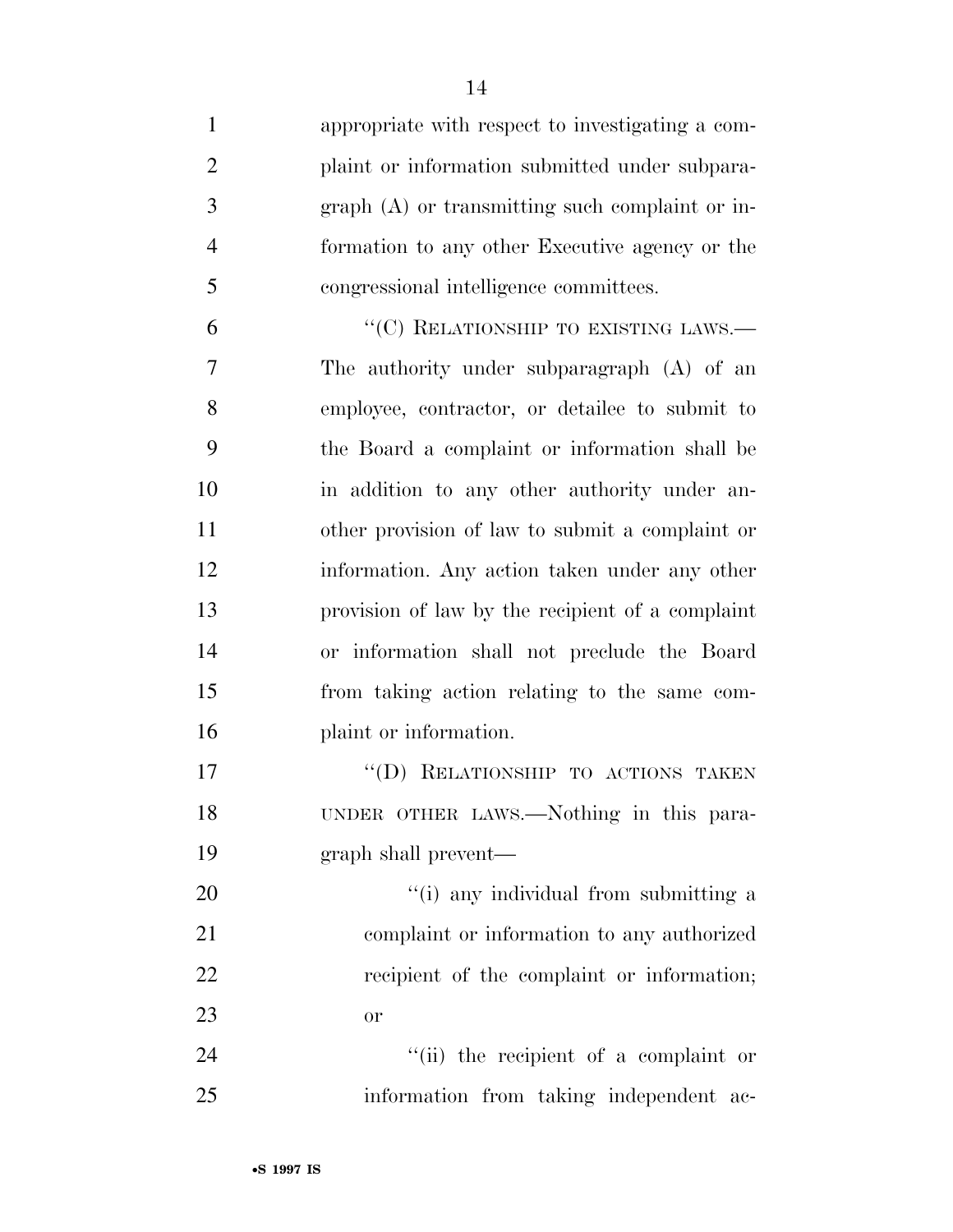appropriate with respect to investigating a complaint or information submitted under subparagraph (A) or transmitting such complaint or information to any other Executive agency or the congressional intelligence committees.

"(C) RELATIONSHIP TO EXISTING LAWS.— The authority under subparagraph (A) of an employee, contractor, or detailee to submit to the Board a complaint or information shall be in addition to any other authority under another provision of law to submit a complaint or information. Any action taken under any other provision of law by the recipient of a complaint or information shall not preclude the Board from taking action relating to the same complaint or information.

"(D) RELATIONSHIP TO ACTIONS TAKEN UNDER OTHER LAWS.—Nothing in this paragraph shall prevent—

"(i) any individual from submitting a complaint or information to any authorized recipient of the complaint or information; or

"(ii) the recipient of a complaint or information from taking independent ac-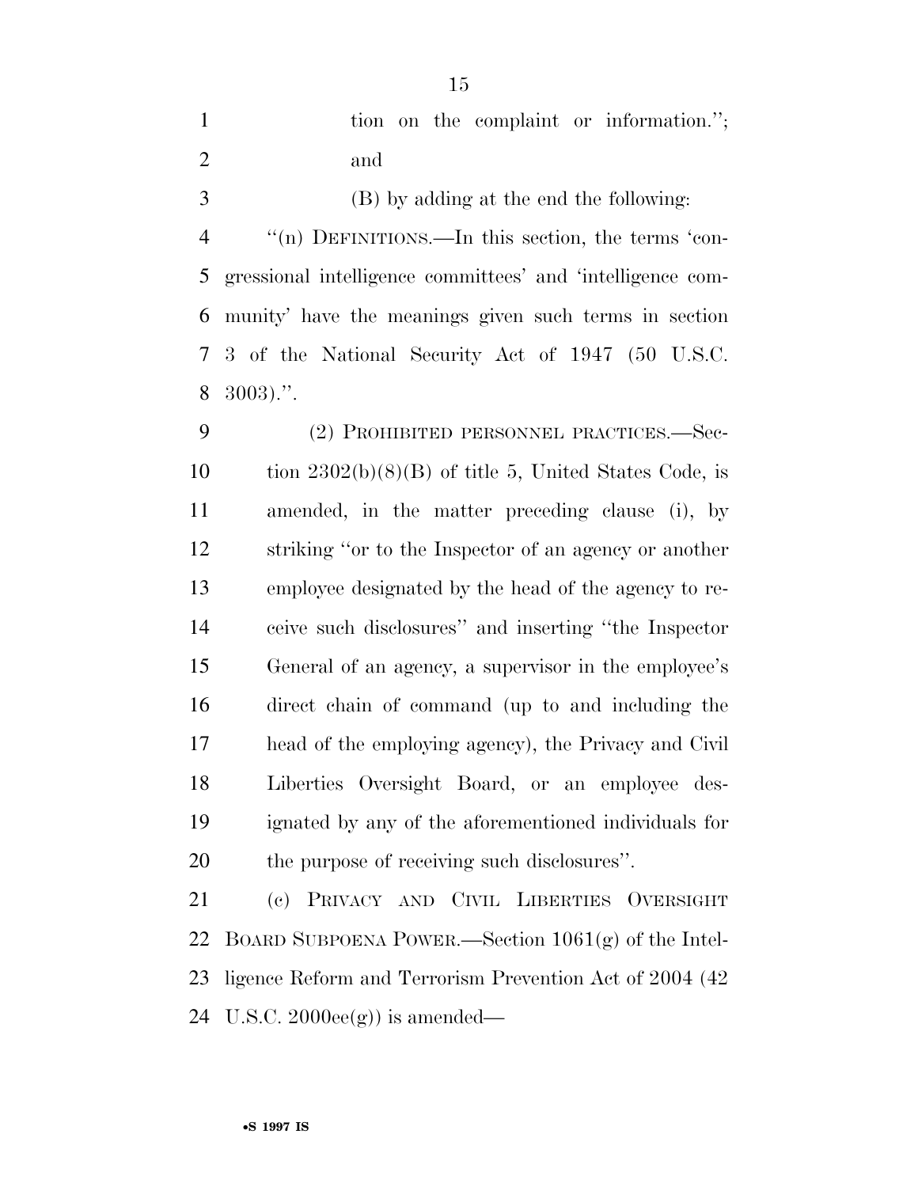tion on the complaint or information.''; and

(B) by adding at the end the following:

''(n) DEFINITIONS.—In this section, the terms 'congressional intelligence committees' and 'intelligence community' have the meanings given such terms in section 3 of the National Security Act of 1947 (50 U.S.C. 3003).''.

(2) PROHIBITED PERSONNEL PRACTICES.—Section 2302(b)(8)(B) of title 5, United States Code, is amended, in the matter preceding clause (i), by striking ''or to the Inspector of an agency or another employee designated by the head of the agency to receive such disclosures'' and inserting ''the Inspector General of an agency, a supervisor in the employee's direct chain of command (up to and including the head of the employing agency), the Privacy and Civil Liberties Oversight Board, or an employee designated by any of the aforementioned individuals for the purpose of receiving such disclosures''.

(c) PRIVACY AND CIVIL LIBERTIES OVERSIGHT BOARD SUBPOENA POWER.—Section 1061(g) of the Intelligence Reform and Terrorism Prevention Act of 2004 (42 U.S.C. 2000ee(g)) is amended—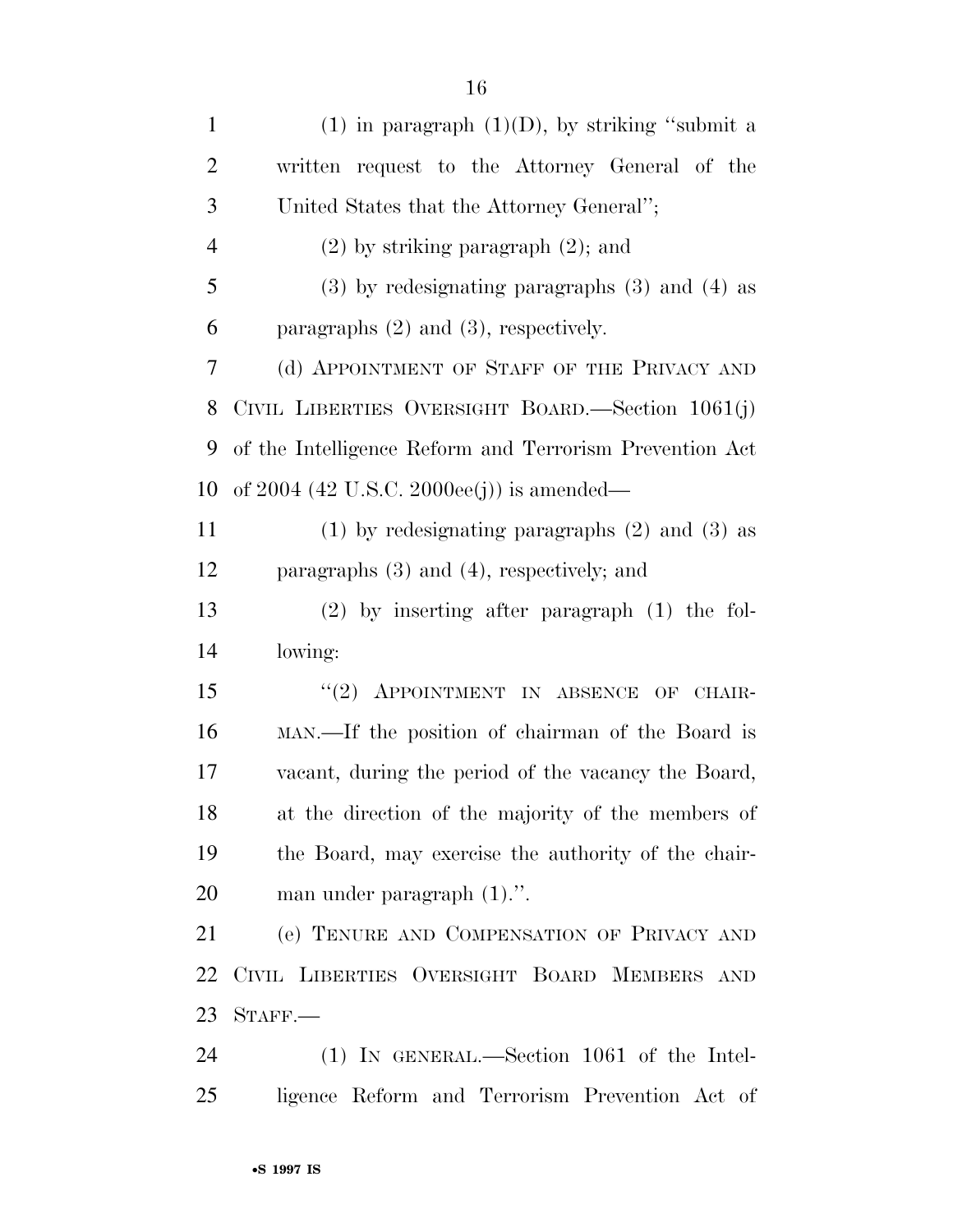(1) in paragraph (1)(D), by striking "submit a written request to the Attorney General of the United States that the Attorney General";

(2) by striking paragraph (2); and

(3) by redesignating paragraphs (3) and (4) as paragraphs (2) and (3), respectively.

(d) APPOINTMENT OF STAFF OF THE PRIVACY AND CIVIL LIBERTIES OVERSIGHT BOARD.—Section 1061(j) of the Intelligence Reform and Terrorism Prevention Act of 2004 (42 U.S.C. 2000ee(j)) is amended—

(1) by redesignating paragraphs (2) and (3) as paragraphs (3) and (4), respectively; and

(2) by inserting after paragraph (1) the following:

"(2) APPOINTMENT IN ABSENCE OF CHAIRMAN.—If the position of chairman of the Board is vacant, during the period of the vacancy the Board, at the direction of the majority of the members of the Board, may exercise the authority of the chairman under paragraph (1).".

(e) TENURE AND COMPENSATION OF PRIVACY AND CIVIL LIBERTIES OVERSIGHT BOARD MEMBERS AND STAFF.—

(1) IN GENERAL.—Section 1061 of the Intelligence Reform and Terrorism Prevention Act of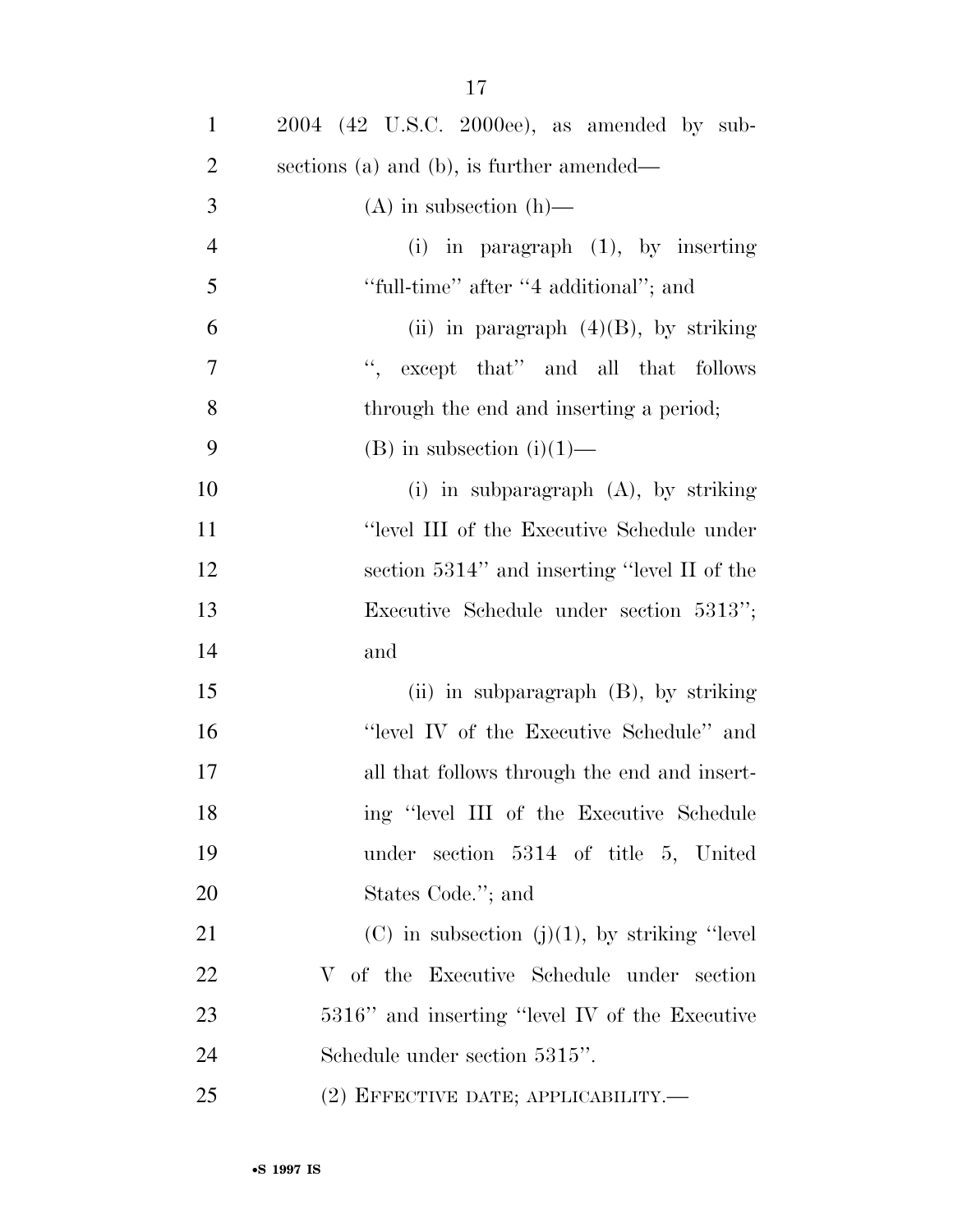2004 (42 U.S.C. 2000ee), as amended by subsections (a) and (b), is further amended—

(A) in subsection (h)—

(i) in paragraph (1), by inserting ''full-time'' after ''4 additional''; and

(ii) in paragraph (4)(B), by striking '', except that'' and all that follows through the end and inserting a period;

(B) in subsection (i)(1)—

(i) in subparagraph (A), by striking ''level III of the Executive Schedule under section 5314'' and inserting ''level II of the Executive Schedule under section 5313''; and

(ii) in subparagraph (B), by striking ''level IV of the Executive Schedule'' and all that follows through the end and inserting ''level III of the Executive Schedule under section 5314 of title 5, United States Code.''; and

(C) in subsection (j)(1), by striking ''level V of the Executive Schedule under section 5316'' and inserting ''level IV of the Executive Schedule under section 5315''.

(2) EFFECTIVE DATE; APPLICABILITY.—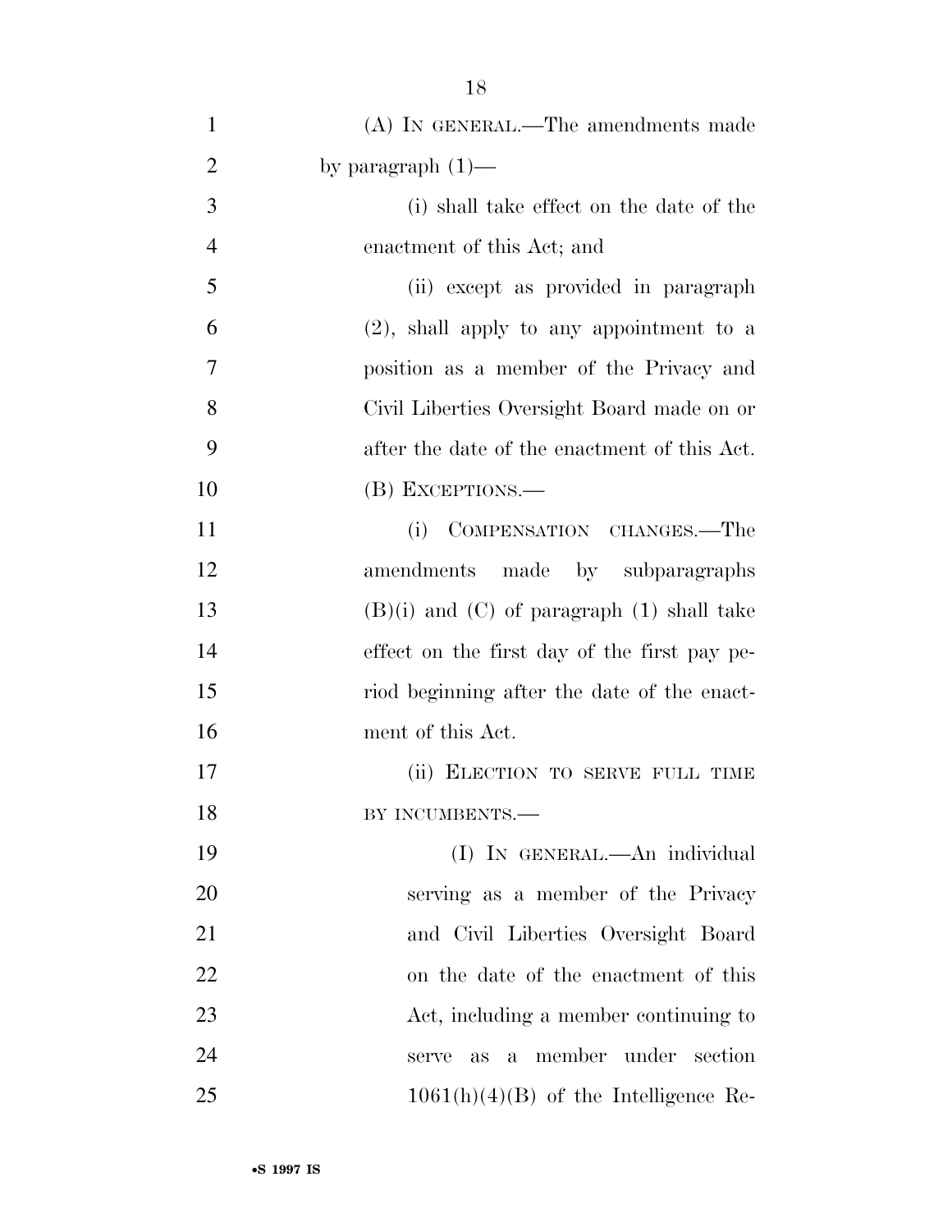(A) IN GENERAL.—The amendments made by paragraph (1)—

(i) shall take effect on the date of the enactment of this Act; and

(ii) except as provided in paragraph (2), shall apply to any appointment to a position as a member of the Privacy and Civil Liberties Oversight Board made on or after the date of the enactment of this Act.

(B) EXCEPTIONS.—

(i) COMPENSATION CHANGES.—The amendments made by subparagraphs (B)(i) and (C) of paragraph (1) shall take effect on the first day of the first pay period beginning after the date of the enactment of this Act.

(ii) ELECTION TO SERVE FULL TIME BY INCUMBENTS.—

(I) IN GENERAL.—An individual serving as a member of the Privacy and Civil Liberties Oversight Board on the date of the enactment of this Act, including a member continuing to serve as a member under section 1061(h)(4)(B) of the Intelligence Re-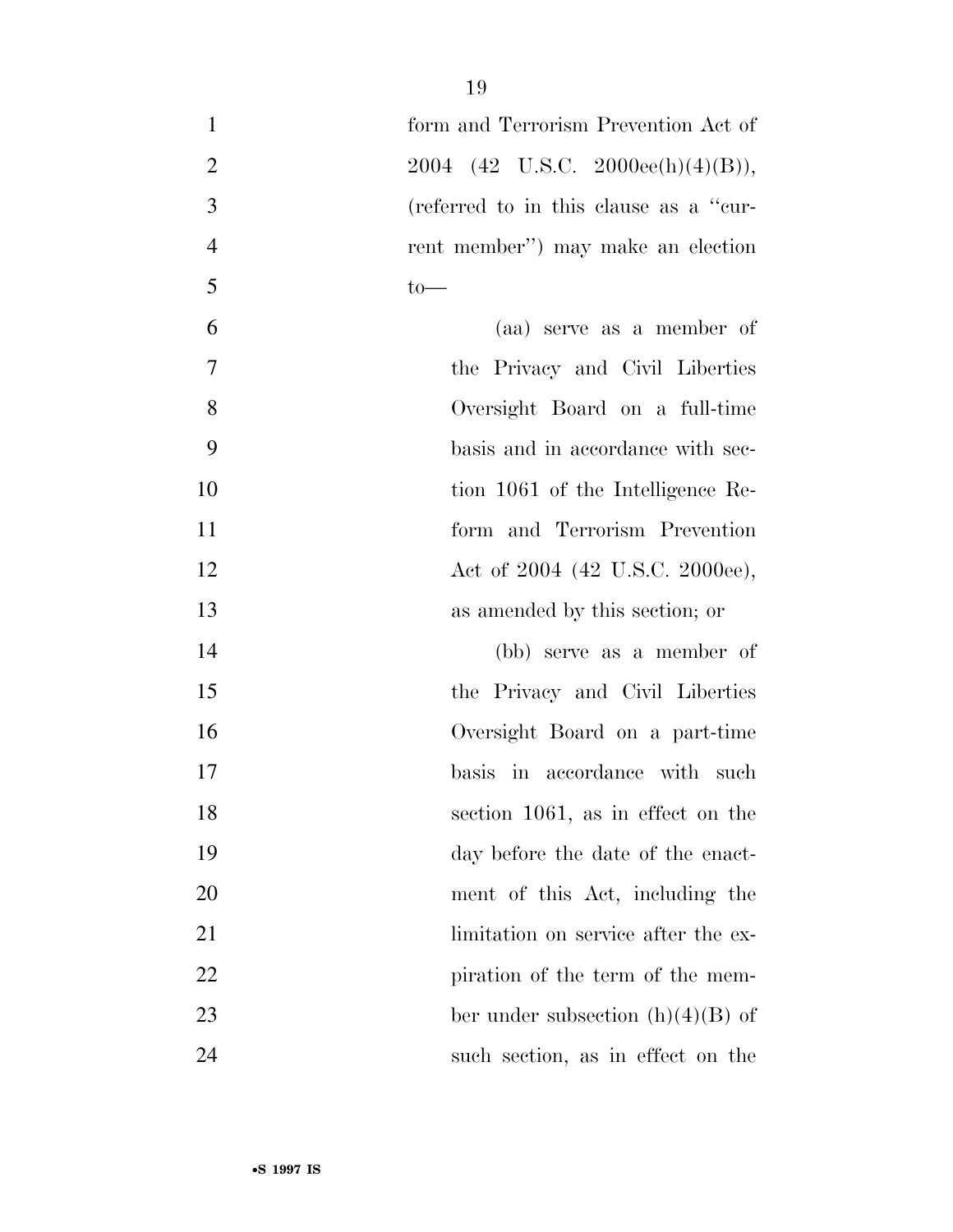form and Terrorism Prevention Act of 2004 (42 U.S.C. 2000ee(h)(4)(B)), (referred to in this clause as a ''current member'') may make an election to—

(aa) serve as a member of the Privacy and Civil Liberties Oversight Board on a full-time basis and in accordance with section 1061 of the Intelligence Reform and Terrorism Prevention Act of 2004 (42 U.S.C. 2000ee), as amended by this section; or

(bb) serve as a member of the Privacy and Civil Liberties Oversight Board on a part-time basis in accordance with such section 1061, as in effect on the day before the date of the enactment of this Act, including the limitation on service after the expiration of the term of the member under subsection (h)(4)(B) of such section, as in effect on the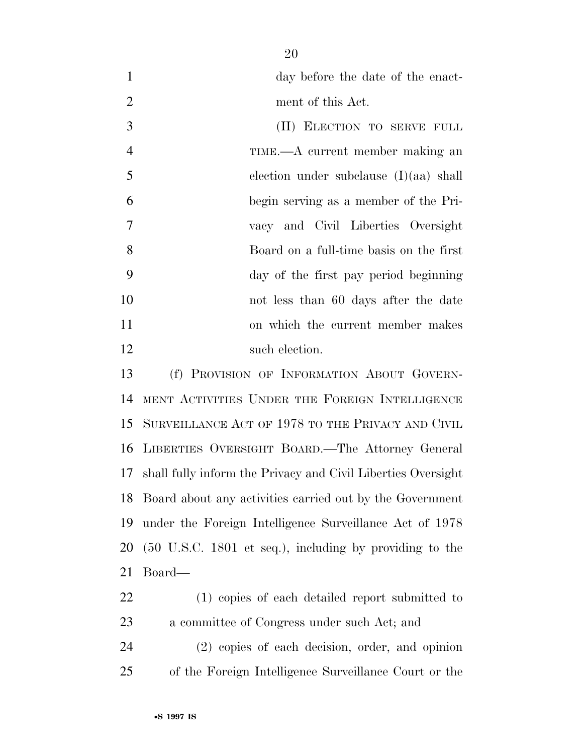day before the date of the enactment of this Act.

(II) ELECTION TO SERVE FULL TIME.—A current member making an election under subclause (I)(aa) shall begin serving as a member of the Privacy and Civil Liberties Oversight Board on a full-time basis on the first day of the first pay period beginning not less than 60 days after the date on which the current member makes such election.

(f) PROVISION OF INFORMATION ABOUT GOVERNMENT ACTIVITIES UNDER THE FOREIGN INTELLIGENCE SURVEILLANCE ACT OF 1978 TO THE PRIVACY AND CIVIL LIBERTIES OVERSIGHT BOARD.—The Attorney General shall fully inform the Privacy and Civil Liberties Oversight Board about any activities carried out by the Government under the Foreign Intelligence Surveillance Act of 1978 (50 U.S.C. 1801 et seq.), including by providing to the Board—

(1) copies of each detailed report submitted to a committee of Congress under such Act; and

(2) copies of each decision, order, and opinion of the Foreign Intelligence Surveillance Court or the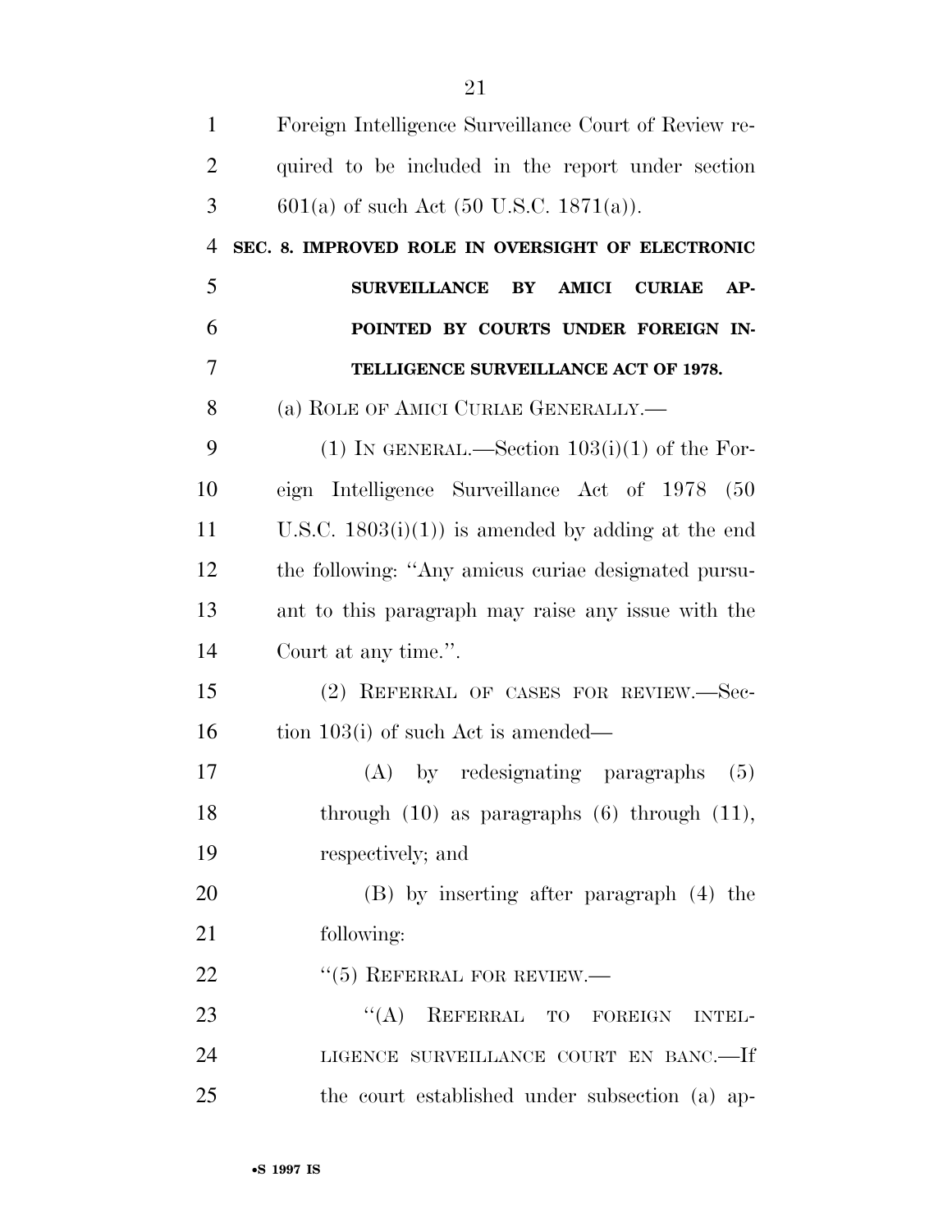Foreign Intelligence Surveillance Court of Review required to be included in the report under section 601(a) of such Act (50 U.S.C. 1871(a)).

**SEC. 8. IMPROVED ROLE IN OVERSIGHT OF ELECTRONIC SURVEILLANCE BY AMICI CURIAE APPOINTED BY COURTS UNDER FOREIGN INTELLIGENCE SURVEILLANCE ACT OF 1978.**

(a) ROLE OF AMICI CURIAE GENERALLY.—

(1) IN GENERAL.—Section 103(i)(1) of the Foreign Intelligence Surveillance Act of 1978 (50 U.S.C. 1803(i)(1)) is amended by adding at the end the following: "Any amicus curiae designated pursuant to this paragraph may raise any issue with the Court at any time.".

(2) REFERRAL OF CASES FOR REVIEW.—Section 103(i) of such Act is amended—

(A) by redesignating paragraphs (5) through (10) as paragraphs (6) through (11), respectively; and

(B) by inserting after paragraph (4) the following:

"(5) REFERRAL FOR REVIEW.—

"(A) REFERRAL TO FOREIGN INTELLIGENCE SURVEILLANCE COURT EN BANC.—If the court established under subsection (a) ap-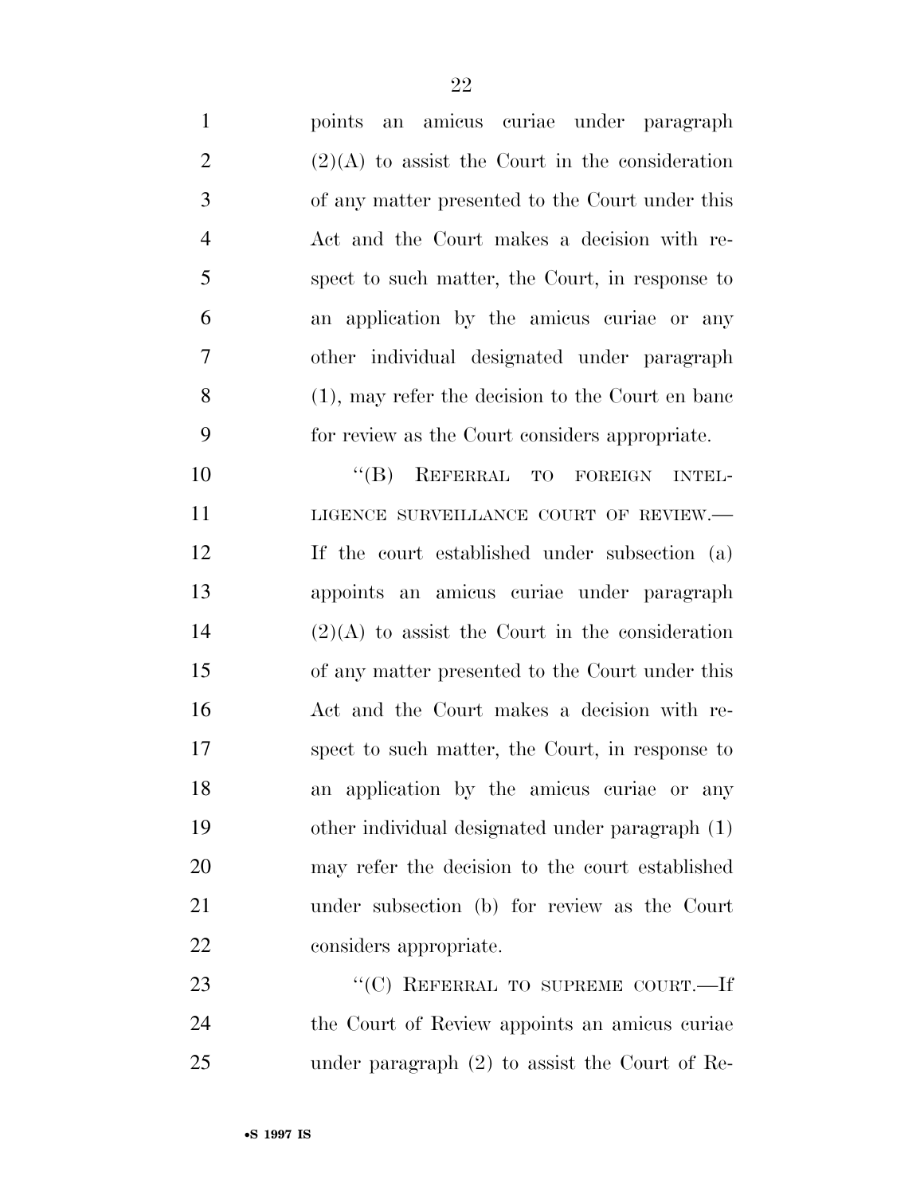points an amicus curiae under paragraph (2)(A) to assist the Court in the consideration of any matter presented to the Court under this Act and the Court makes a decision with respect to such matter, the Court, in response to an application by the amicus curiae or any other individual designated under paragraph (1), may refer the decision to the Court en banc for review as the Court considers appropriate.

"(B) REFERRAL TO FOREIGN INTELLIGENCE SURVEILLANCE COURT OF REVIEW.—If the court established under subsection (a) appoints an amicus curiae under paragraph (2)(A) to assist the Court in the consideration of any matter presented to the Court under this Act and the Court makes a decision with respect to such matter, the Court, in response to an application by the amicus curiae or any other individual designated under paragraph (1) may refer the decision to the court established under subsection (b) for review as the Court considers appropriate.

"(C) REFERRAL TO SUPREME COURT.—If the Court of Review appoints an amicus curiae under paragraph (2) to assist the Court of Re-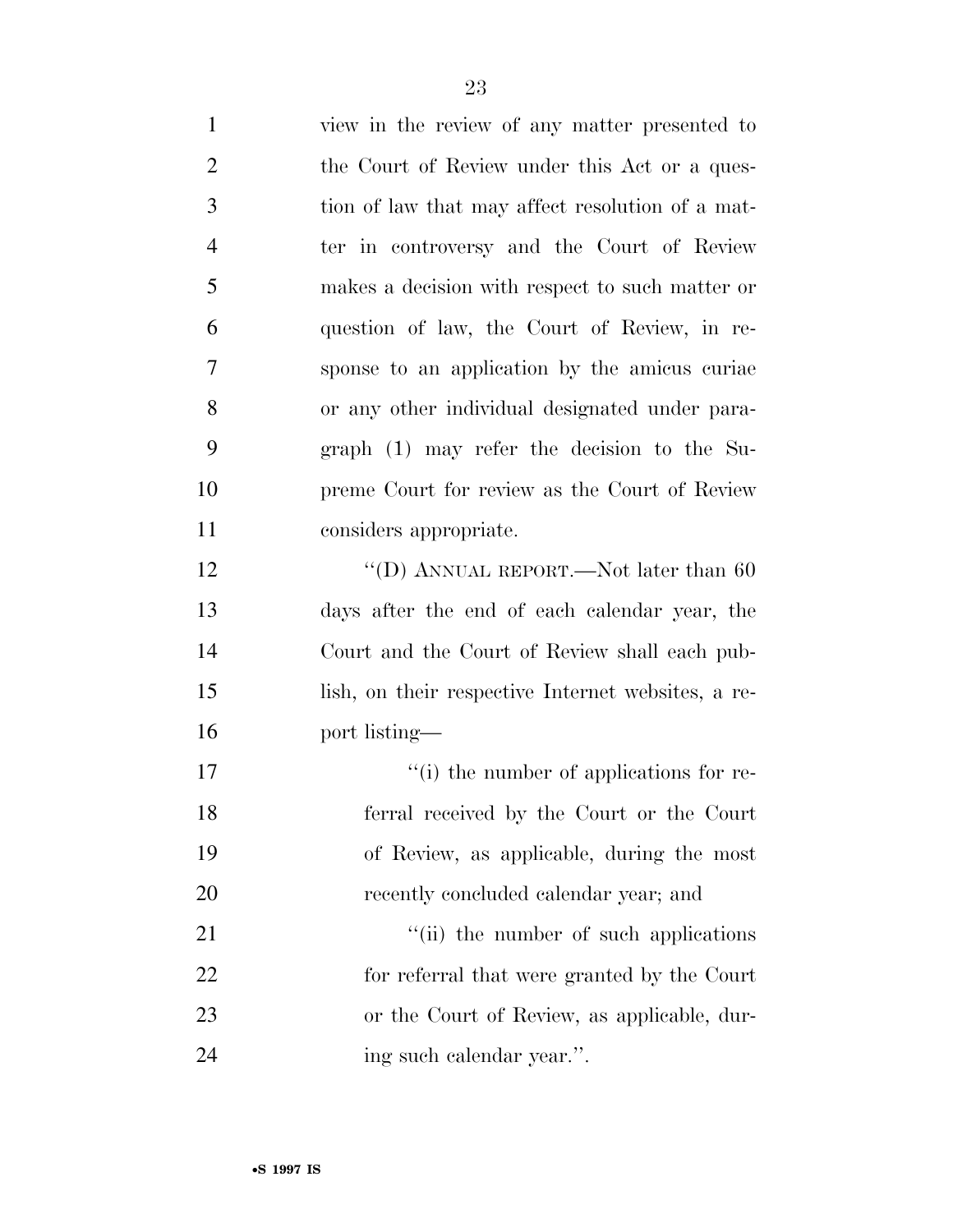view in the review of any matter presented to the Court of Review under this Act or a question of law that may affect resolution of a matter in controversy and the Court of Review makes a decision with respect to such matter or question of law, the Court of Review, in response to an application by the amicus curiae or any other individual designated under paragraph (1) may refer the decision to the Supreme Court for review as the Court of Review considers appropriate.

''(D) ANNUAL REPORT.—Not later than 60 days after the end of each calendar year, the Court and the Court of Review shall each publish, on their respective Internet websites, a report listing—

''(i) the number of applications for referral received by the Court or the Court of Review, as applicable, during the most recently concluded calendar year; and

''(ii) the number of such applications for referral that were granted by the Court or the Court of Review, as applicable, during such calendar year.''.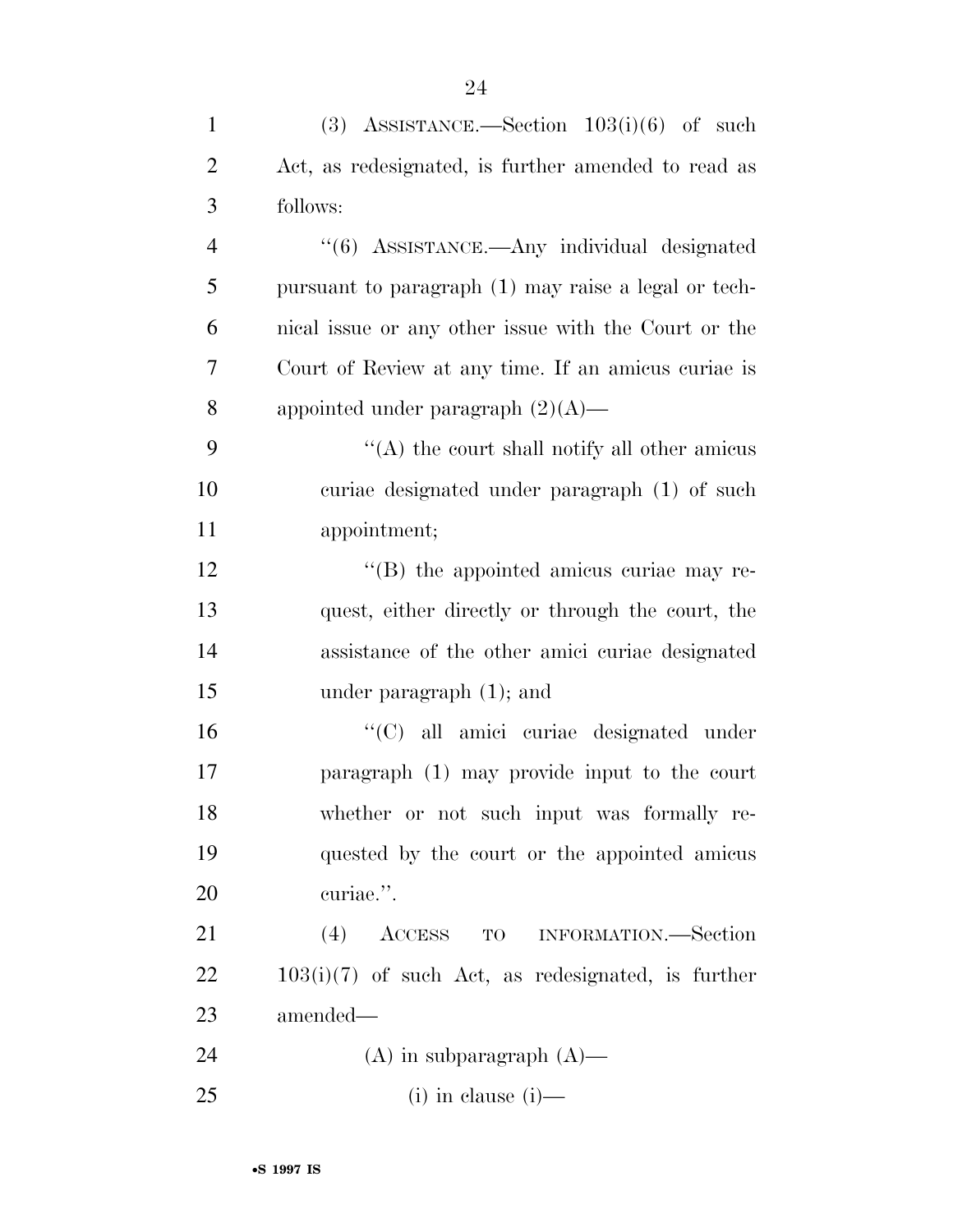(3) ASSISTANCE.—Section 103(i)(6) of such Act, as redesignated, is further amended to read as follows:

''(6) ASSISTANCE.—Any individual designated pursuant to paragraph (1) may raise a legal or technical issue or any other issue with the Court or the Court of Review at any time. If an amicus curiae is appointed under paragraph (2)(A)—

''(A) the court shall notify all other amicus curiae designated under paragraph (1) of such appointment;

''(B) the appointed amicus curiae may request, either directly or through the court, the assistance of the other amici curiae designated under paragraph (1); and

''(C) all amici curiae designated under paragraph (1) may provide input to the court whether or not such input was formally requested by the court or the appointed amicus curiae.''.

(4) ACCESS TO INFORMATION.—Section 103(i)(7) of such Act, as redesignated, is further amended—

(A) in subparagraph (A)—

(i) in clause (i)—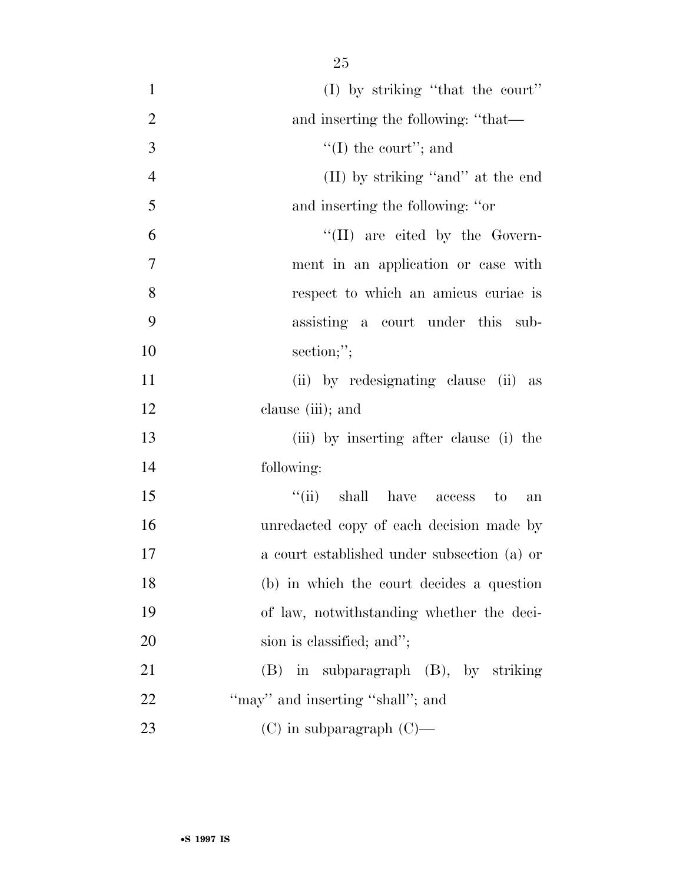(I) by striking ''that the court'' and inserting the following: ''that—

''(I) the court''; and

(II) by striking ''and'' at the end and inserting the following: ''or

''(II) are cited by the Government in an application or case with respect to which an amicus curiae is assisting a court under this subsection;'';

(ii) by redesignating clause (ii) as clause (iii); and

(iii) by inserting after clause (i) the following:

''(ii) shall have access to an unredacted copy of each decision made by a court established under subsection (a) or (b) in which the court decides a question of law, notwithstanding whether the decision is classified; and'';

(B) in subparagraph (B), by striking ''may'' and inserting ''shall''; and

(C) in subparagraph (C)—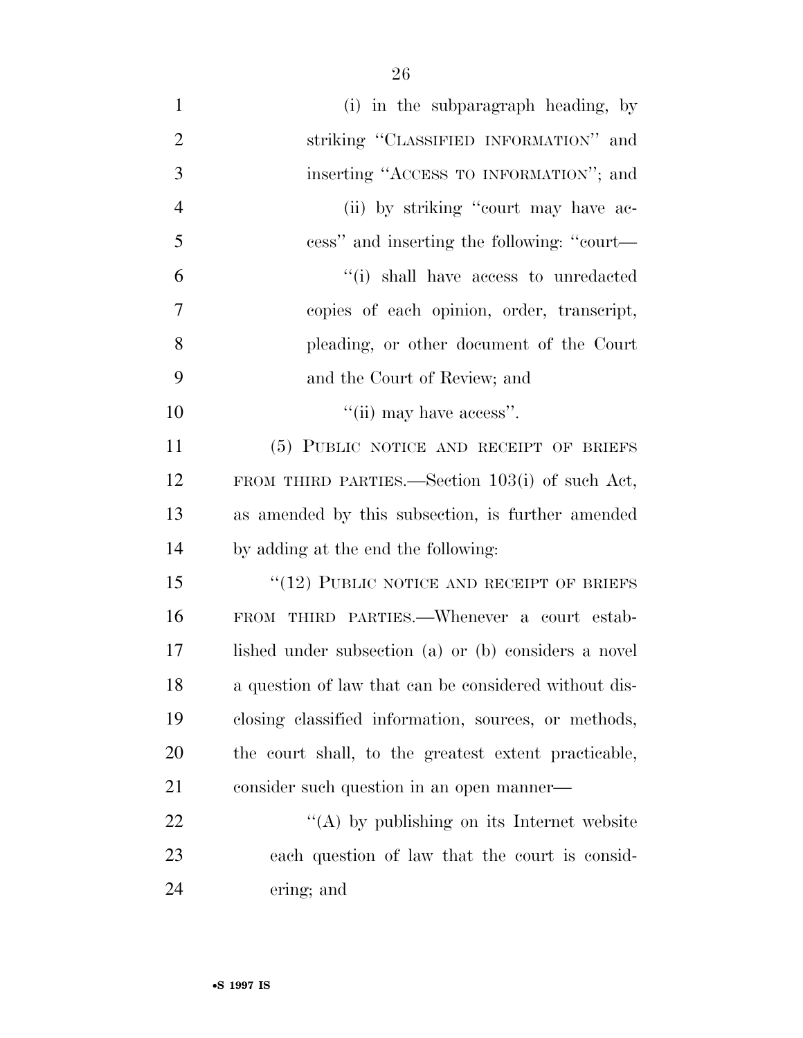(i) in the subparagraph heading, by striking "CLASSIFIED INFORMATION" and inserting "ACCESS TO INFORMATION"; and

(ii) by striking "court may have access" and inserting the following: "court—

"(i) shall have access to unredacted copies of each opinion, order, transcript, pleading, or other document of the Court and the Court of Review; and

"(ii) may have access".

(5) PUBLIC NOTICE AND RECEIPT OF BRIEFS FROM THIRD PARTIES.—Section 103(i) of such Act, as amended by this subsection, is further amended by adding at the end the following:

"(12) PUBLIC NOTICE AND RECEIPT OF BRIEFS FROM THIRD PARTIES.—Whenever a court established under subsection (a) or (b) considers a novel a question of law that can be considered without disclosing classified information, sources, or methods, the court shall, to the greatest extent practicable, consider such question in an open manner—

"(A) by publishing on its Internet website each question of law that the court is considering; and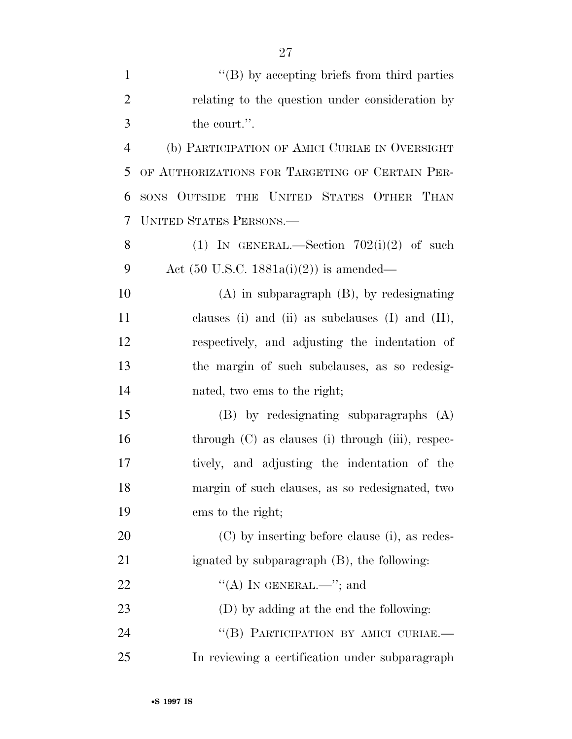"(B) by accepting briefs from third parties relating to the question under consideration by the court.".

(b) PARTICIPATION OF AMICI CURIAE IN OVERSIGHT OF AUTHORIZATIONS FOR TARGETING OF CERTAIN PERSONS OUTSIDE THE UNITED STATES OTHER THAN UNITED STATES PERSONS.—

(1) IN GENERAL.—Section 702(i)(2) of such Act (50 U.S.C. 1881a(i)(2)) is amended—

(A) in subparagraph (B), by redesignating clauses (i) and (ii) as subclauses (I) and (II), respectively, and adjusting the indentation of the margin of such subclauses, as so redesignated, two ems to the right;

(B) by redesignating subparagraphs (A) through (C) as clauses (i) through (iii), respectively, and adjusting the indentation of the margin of such clauses, as so redesignated, two ems to the right;

(C) by inserting before clause (i), as redesignated by subparagraph (B), the following:

"(A) IN GENERAL.—"; and

(D) by adding at the end the following:

"(B) PARTICIPATION BY AMICI CURIAE.— In reviewing a certification under subparagraph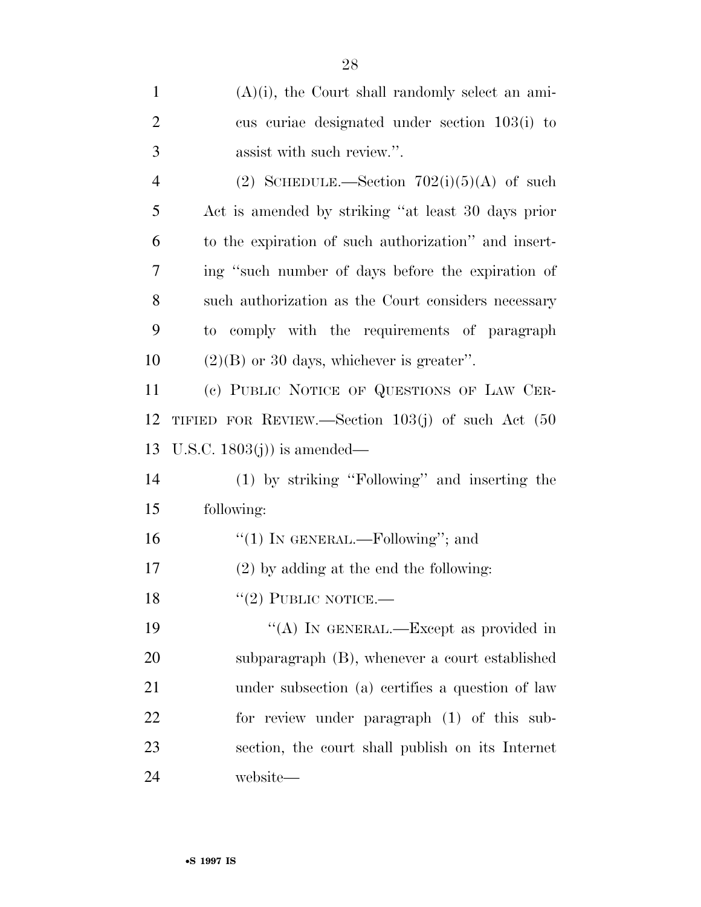(A)(i), the Court shall randomly select an amicus curiae designated under section 103(i) to assist with such review.''.

(2) SCHEDULE.—Section 702(i)(5)(A) of such Act is amended by striking ''at least 30 days prior to the expiration of such authorization'' and inserting ''such number of days before the expiration of such authorization as the Court considers necessary to comply with the requirements of paragraph (2)(B) or 30 days, whichever is greater''.

(c) PUBLIC NOTICE OF QUESTIONS OF LAW CERTIFIED FOR REVIEW.—Section 103(j) of such Act (50 U.S.C. 1803(j)) is amended—

(1) by striking ''Following'' and inserting the following:

''(1) IN GENERAL.—Following''; and

(2) by adding at the end the following:

''(2) PUBLIC NOTICE.—

''(A) IN GENERAL.—Except as provided in subparagraph (B), whenever a court established under subsection (a) certifies a question of law for review under paragraph (1) of this subsection, the court shall publish on its Internet website—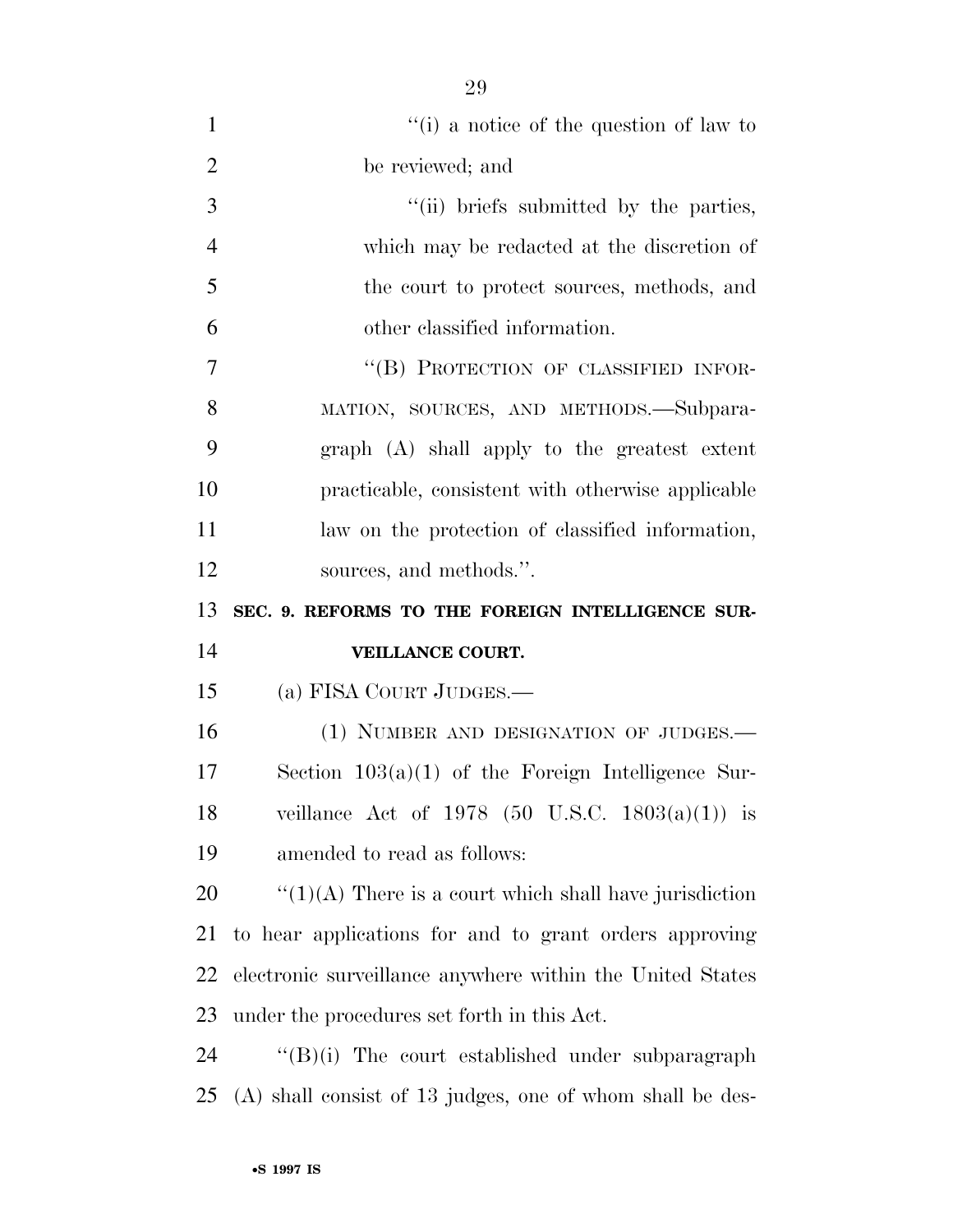''(i) a notice of the question of law to be reviewed; and

''(ii) briefs submitted by the parties, which may be redacted at the discretion of the court to protect sources, methods, and other classified information.

''(B) PROTECTION OF CLASSIFIED INFORMATION, SOURCES, AND METHODS.—Subparagraph (A) shall apply to the greatest extent practicable, consistent with otherwise applicable law on the protection of classified information, sources, and methods.''.

**SEC. 9. REFORMS TO THE FOREIGN INTELLIGENCE SURVEILLANCE COURT.**

(a) FISA COURT JUDGES.—

(1) NUMBER AND DESIGNATION OF JUDGES.—Section 103(a)(1) of the Foreign Intelligence Surveillance Act of 1978 (50 U.S.C. 1803(a)(1)) is amended to read as follows:

''(1)(A) There is a court which shall have jurisdiction to hear applications for and to grant orders approving electronic surveillance anywhere within the United States under the procedures set forth in this Act.

''(B)(i) The court established under subparagraph (A) shall consist of 13 judges, one of whom shall be des-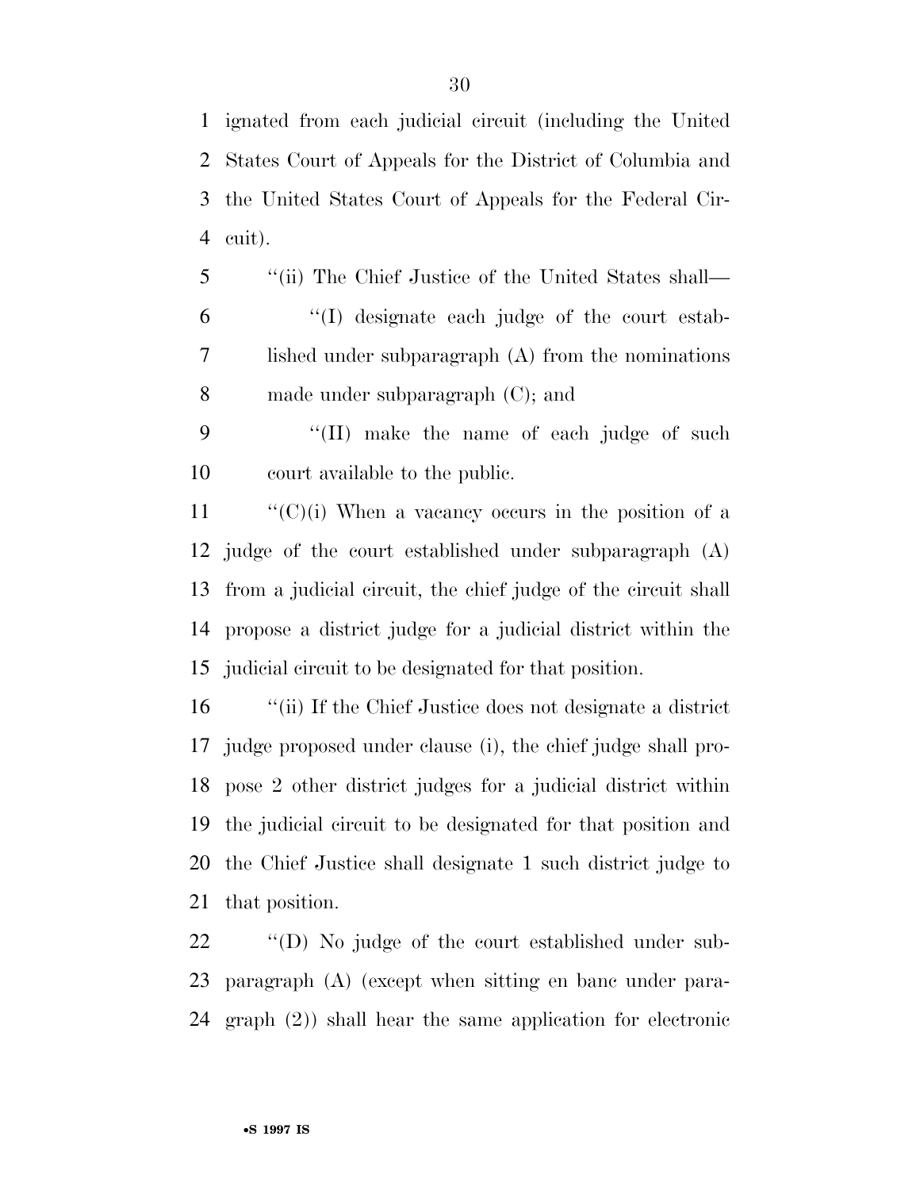ignated from each judicial circuit (including the United States Court of Appeals for the District of Columbia and the United States Court of Appeals for the Federal Circuit).

''(ii) The Chief Justice of the United States shall—

''(I) designate each judge of the court established under subparagraph (A) from the nominations made under subparagraph (C); and

''(II) make the name of each judge of such court available to the public.

''(C)(i) When a vacancy occurs in the position of a judge of the court established under subparagraph (A) from a judicial circuit, the chief judge of the circuit shall propose a district judge for a judicial district within the judicial circuit to be designated for that position.

''(ii) If the Chief Justice does not designate a district judge proposed under clause (i), the chief judge shall propose 2 other district judges for a judicial district within the judicial circuit to be designated for that position and the Chief Justice shall designate 1 such district judge to that position.

''(D) No judge of the court established under subparagraph (A) (except when sitting en banc under paragraph (2)) shall hear the same application for electronic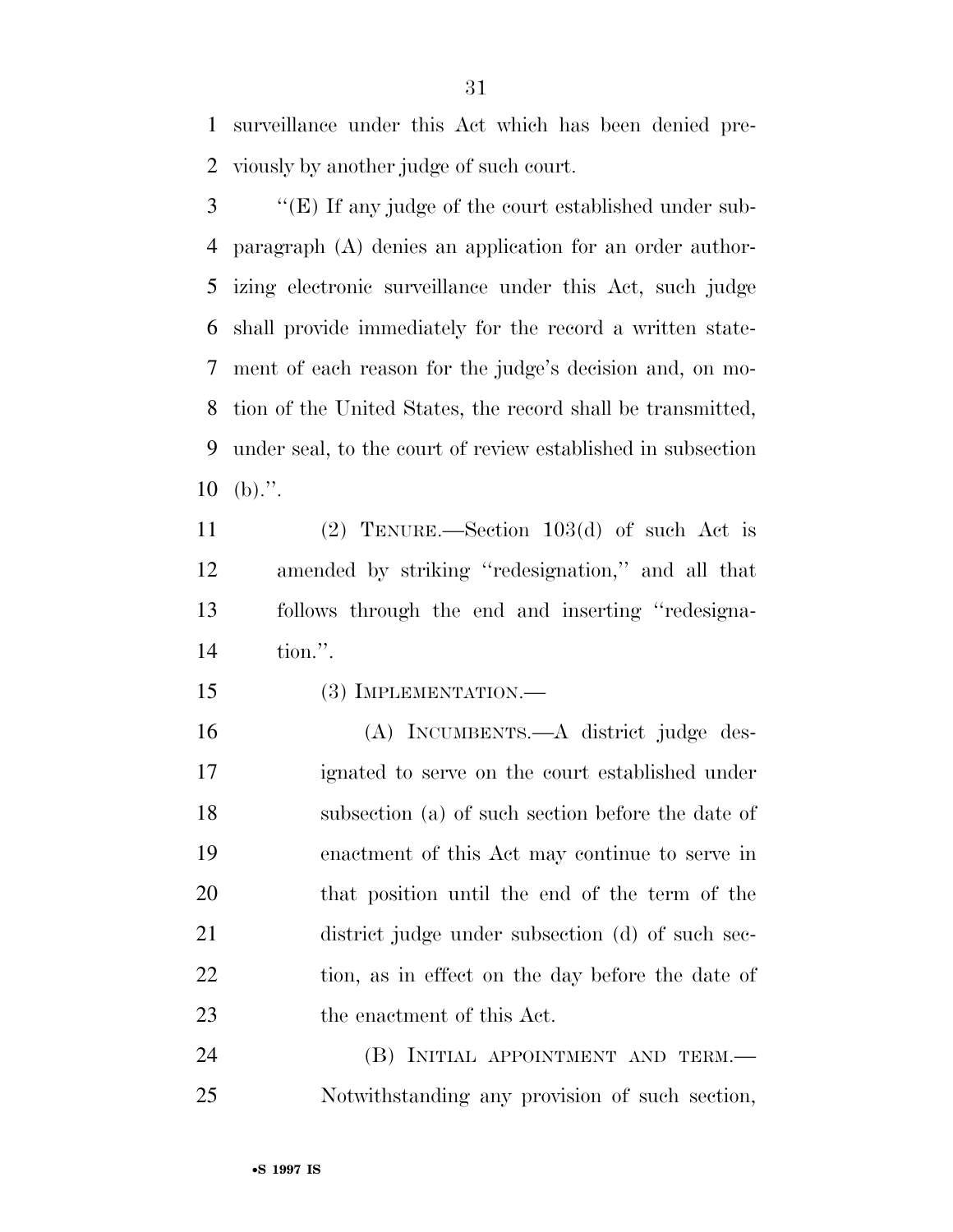surveillance under this Act which has been denied previously by another judge of such court.

''(E) If any judge of the court established under subparagraph (A) denies an application for an order authorizing electronic surveillance under this Act, such judge shall provide immediately for the record a written statement of each reason for the judge's decision and, on motion of the United States, the record shall be transmitted, under seal, to the court of review established in subsection (b).''.

(2) TENURE.—Section 103(d) of such Act is amended by striking ''redesignation,'' and all that follows through the end and inserting ''redesignation.''.

(3) IMPLEMENTATION.—

(A) INCUMBENTS.—A district judge designated to serve on the court established under subsection (a) of such section before the date of enactment of this Act may continue to serve in that position until the end of the term of the district judge under subsection (d) of such section, as in effect on the day before the date of the enactment of this Act.

(B) INITIAL APPOINTMENT AND TERM.—Notwithstanding any provision of such section,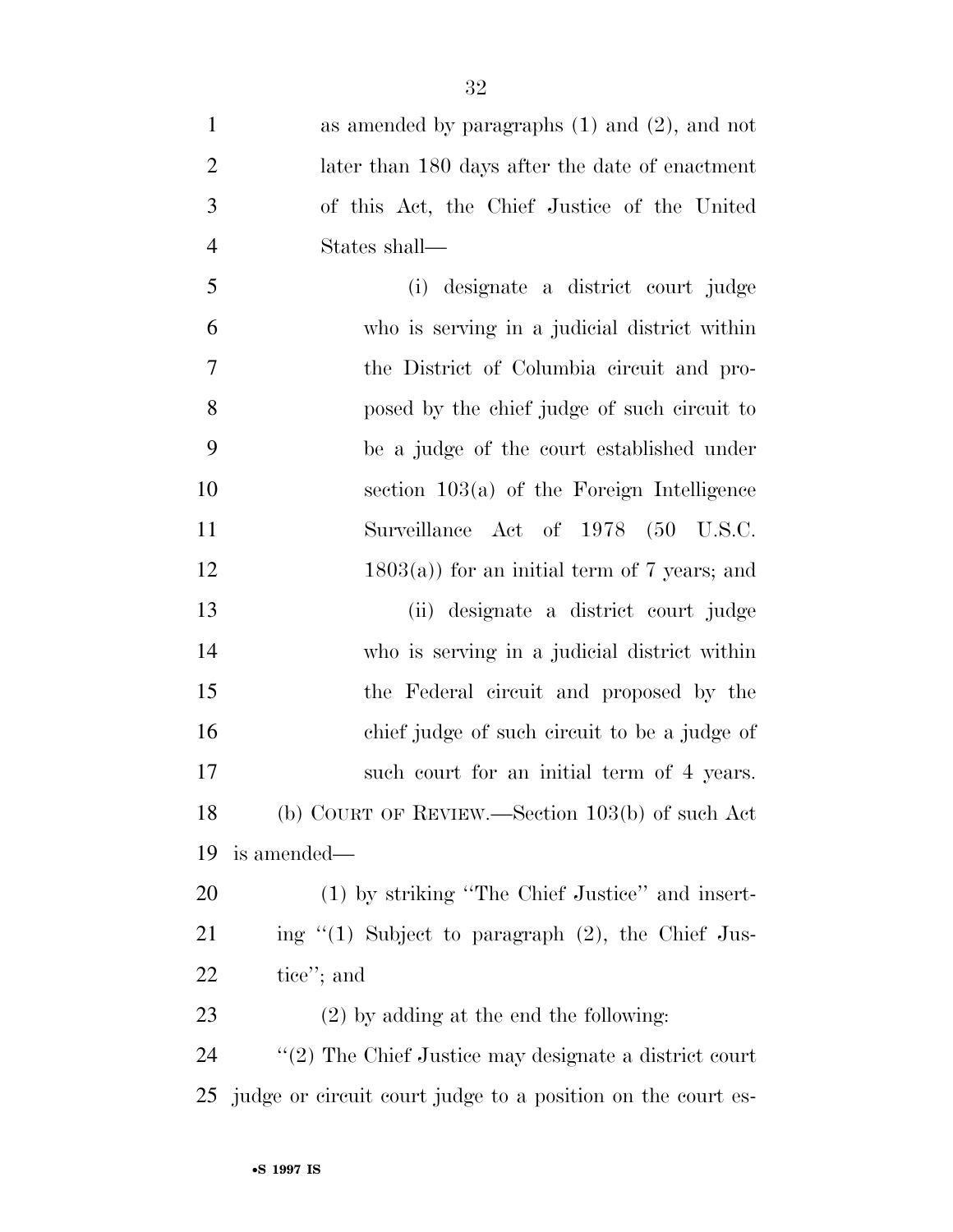as amended by paragraphs (1) and (2), and not later than 180 days after the date of enactment of this Act, the Chief Justice of the United States shall—

(i) designate a district court judge who is serving in a judicial district within the District of Columbia circuit and proposed by the chief judge of such circuit to be a judge of the court established under section 103(a) of the Foreign Intelligence Surveillance Act of 1978 (50 U.S.C. 1803(a)) for an initial term of 7 years; and

(ii) designate a district court judge who is serving in a judicial district within the Federal circuit and proposed by the chief judge of such circuit to be a judge of such court for an initial term of 4 years.

(b) COURT OF REVIEW.—Section 103(b) of such Act is amended—

(1) by striking "The Chief Justice" and inserting "(1) Subject to paragraph (2), the Chief Justice"; and

(2) by adding at the end the following:

"(2) The Chief Justice may designate a district court judge or circuit court judge to a position on the court es-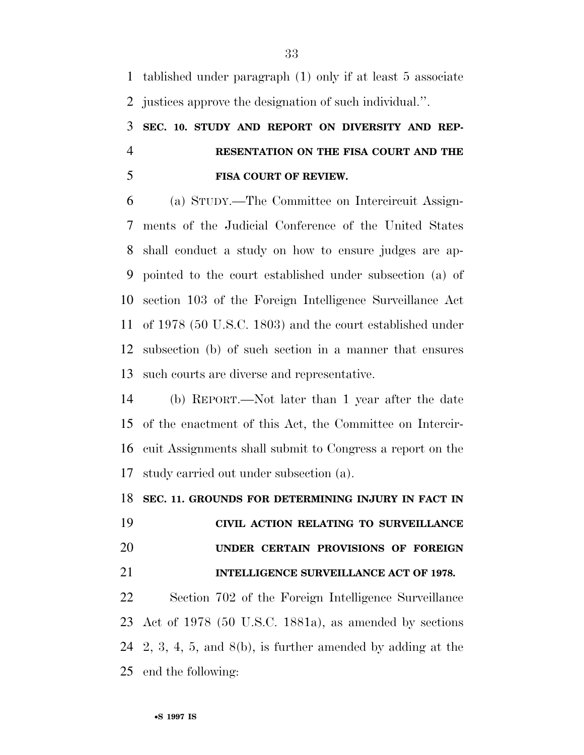tablished under paragraph (1) only if at least 5 associate justices approve the designation of such individual.''.

**SEC. 10. STUDY AND REPORT ON DIVERSITY AND REPRESENTATION ON THE FISA COURT AND THE FISA COURT OF REVIEW.**

(a) STUDY.—The Committee on Intercircuit Assignments of the Judicial Conference of the United States shall conduct a study on how to ensure judges are appointed to the court established under subsection (a) of section 103 of the Foreign Intelligence Surveillance Act of 1978 (50 U.S.C. 1803) and the court established under subsection (b) of such section in a manner that ensures such courts are diverse and representative.

(b) REPORT.—Not later than 1 year after the date of the enactment of this Act, the Committee on Intercircuit Assignments shall submit to Congress a report on the study carried out under subsection (a).

**SEC. 11. GROUNDS FOR DETERMINING INJURY IN FACT IN CIVIL ACTION RELATING TO SURVEILLANCE UNDER CERTAIN PROVISIONS OF FOREIGN INTELLIGENCE SURVEILLANCE ACT OF 1978.**

Section 702 of the Foreign Intelligence Surveillance Act of 1978 (50 U.S.C. 1881a), as amended by sections 2, 3, 4, 5, and 8(b), is further amended by adding at the end the following: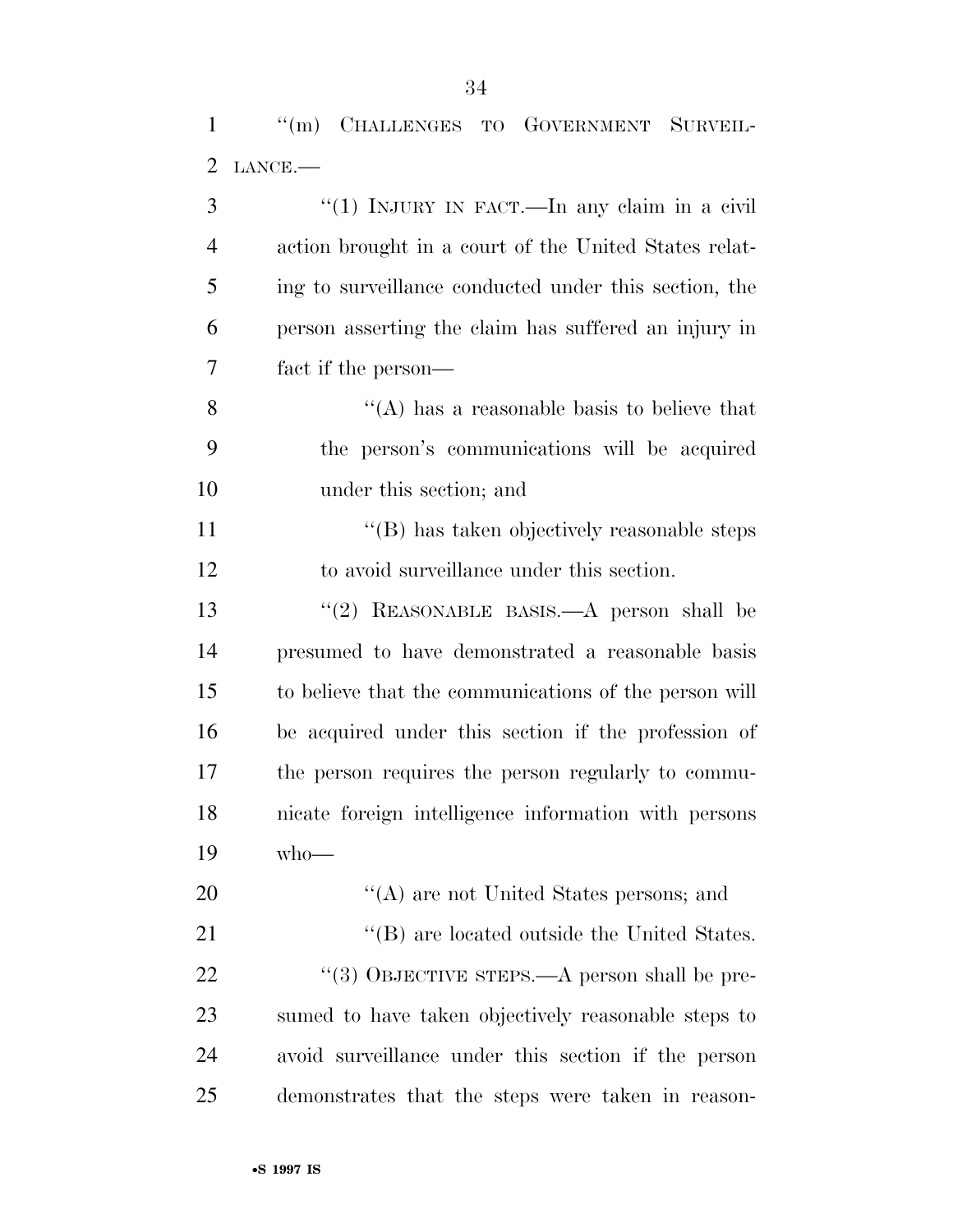''(m) CHALLENGES TO GOVERNMENT SURVEILLANCE.—

''(1) INJURY IN FACT.—In any claim in a civil action brought in a court of the United States relating to surveillance conducted under this section, the person asserting the claim has suffered an injury in fact if the person—

''(A) has a reasonable basis to believe that the person's communications will be acquired under this section; and

''(B) has taken objectively reasonable steps to avoid surveillance under this section.

''(2) REASONABLE BASIS.—A person shall be presumed to have demonstrated a reasonable basis to believe that the communications of the person will be acquired under this section if the profession of the person requires the person regularly to communicate foreign intelligence information with persons who—

''(A) are not United States persons; and

''(B) are located outside the United States.

''(3) OBJECTIVE STEPS.—A person shall be presumed to have taken objectively reasonable steps to avoid surveillance under this section if the person demonstrates that the steps were taken in reason-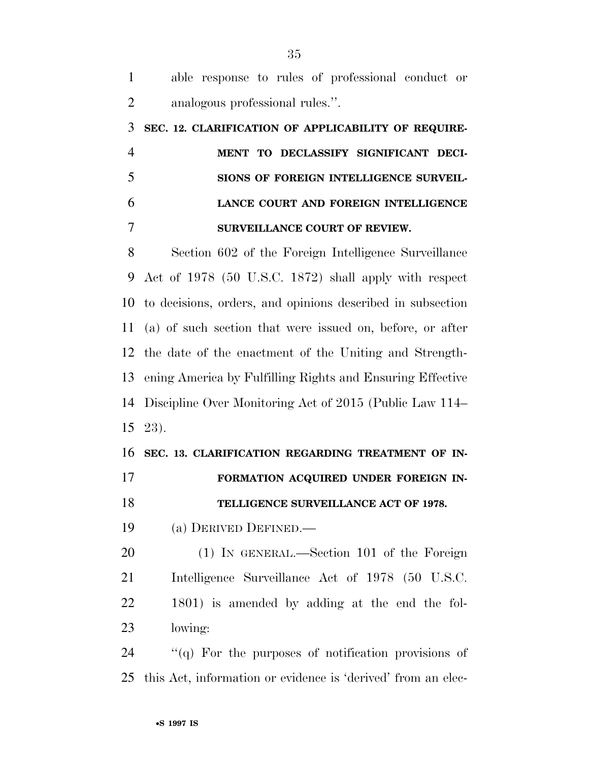able response to rules of professional conduct or analogous professional rules.''.

### SEC. 12. CLARIFICATION OF APPLICABILITY OF REQUIREMENT TO DECLASSIFY SIGNIFICANT DECISIONS OF FOREIGN INTELLIGENCE SURVEILLANCE COURT AND FOREIGN INTELLIGENCE SURVEILLANCE COURT OF REVIEW.

Section 602 of the Foreign Intelligence Surveillance Act of 1978 (50 U.S.C. 1872) shall apply with respect to decisions, orders, and opinions described in subsection (a) of such section that were issued on, before, or after the date of the enactment of the Uniting and Strengthening America by Fulfilling Rights and Ensuring Effective Discipline Over Monitoring Act of 2015 (Public Law 114–23).

### SEC. 13. CLARIFICATION REGARDING TREATMENT OF INFORMATION ACQUIRED UNDER FOREIGN INTELLIGENCE SURVEILLANCE ACT OF 1978.

(a) DERIVED DEFINED.—

(1) IN GENERAL.—Section 101 of the Foreign Intelligence Surveillance Act of 1978 (50 U.S.C. 1801) is amended by adding at the end the following:

''(q) For the purposes of notification provisions of this Act, information or evidence is 'derived' from an elec-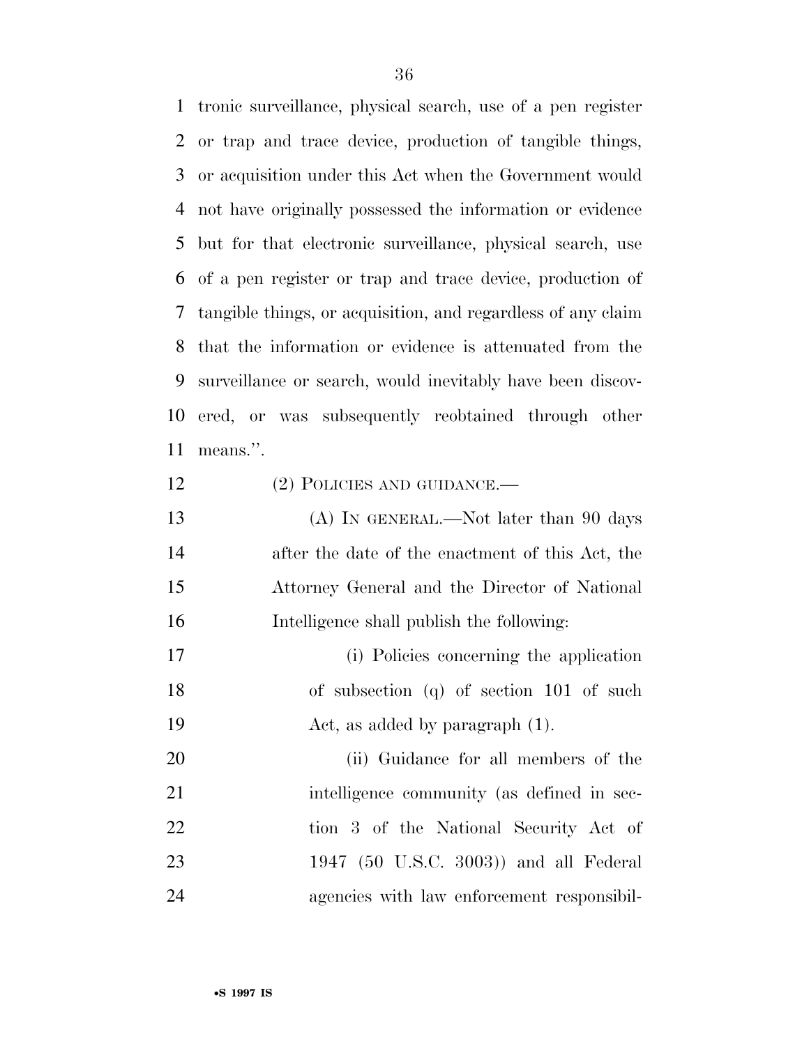tronic surveillance, physical search, use of a pen register or trap and trace device, production of tangible things, or acquisition under this Act when the Government would not have originally possessed the information or evidence but for that electronic surveillance, physical search, use of a pen register or trap and trace device, production of tangible things, or acquisition, and regardless of any claim that the information or evidence is attenuated from the surveillance or search, would inevitably have been discovered, or was subsequently reobtained through other means.''.

(2) POLICIES AND GUIDANCE.—

(A) IN GENERAL.—Not later than 90 days after the date of the enactment of this Act, the Attorney General and the Director of National Intelligence shall publish the following:

(i) Policies concerning the application of subsection (q) of section 101 of such Act, as added by paragraph (1).

(ii) Guidance for all members of the intelligence community (as defined in section 3 of the National Security Act of 1947 (50 U.S.C. 3003)) and all Federal agencies with law enforcement responsibil-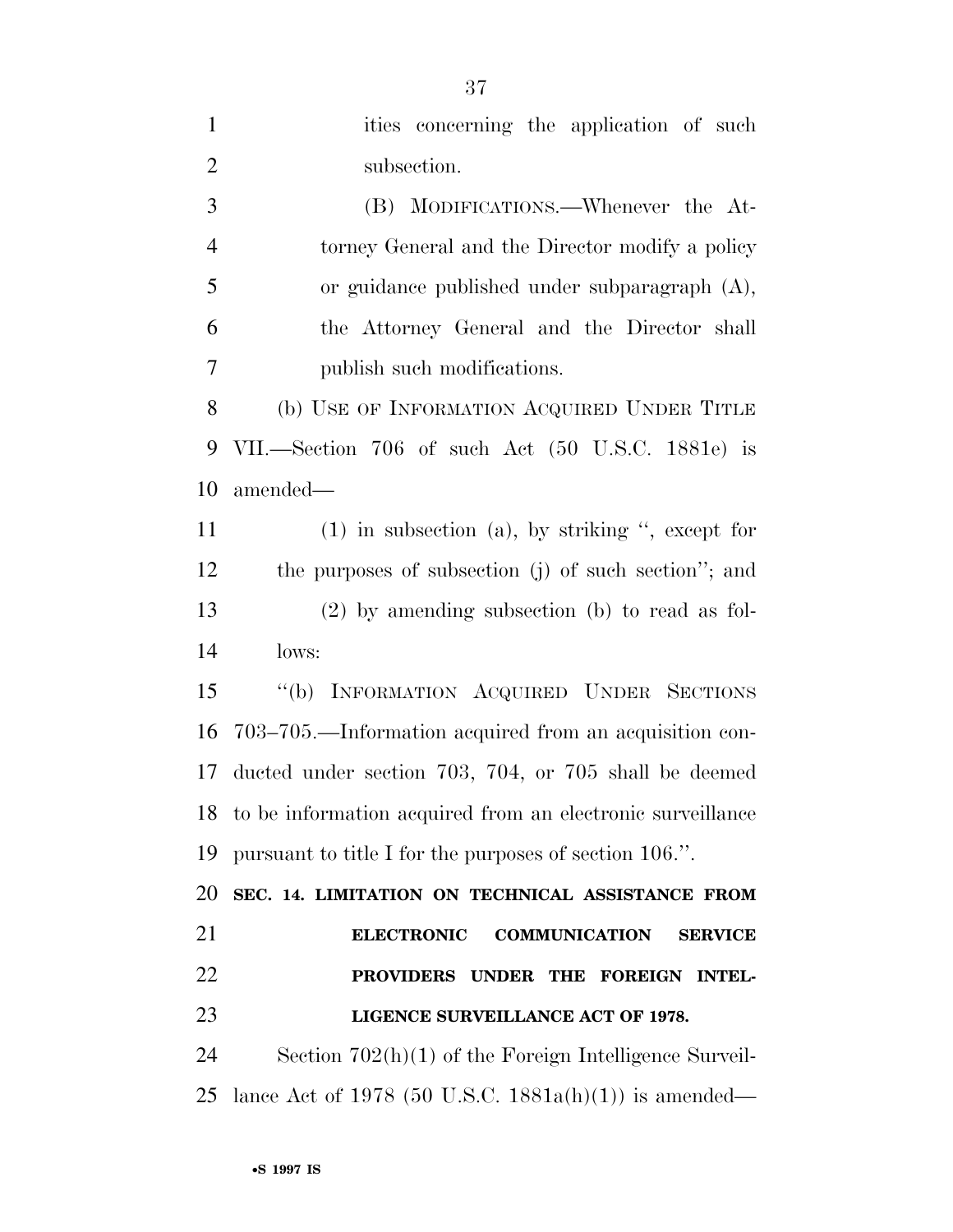ities concerning the application of such subsection.

(B) MODIFICATIONS.—Whenever the Attorney General and the Director modify a policy or guidance published under subparagraph (A), the Attorney General and the Director shall publish such modifications.

(b) USE OF INFORMATION ACQUIRED UNDER TITLE VII.—Section 706 of such Act (50 U.S.C. 1881e) is amended—

(1) in subsection (a), by striking ", except for the purposes of subsection (j) of such section"; and

(2) by amending subsection (b) to read as follows:

"(b) INFORMATION ACQUIRED UNDER SECTIONS 703–705.—Information acquired from an acquisition conducted under section 703, 704, or 705 shall be deemed to be information acquired from an electronic surveillance pursuant to title I for the purposes of section 106.".

**SEC. 14. LIMITATION ON TECHNICAL ASSISTANCE FROM ELECTRONIC COMMUNICATION SERVICE PROVIDERS UNDER THE FOREIGN INTELLIGENCE SURVEILLANCE ACT OF 1978.**

Section 702(h)(1) of the Foreign Intelligence Surveillance Act of 1978 (50 U.S.C. 1881a(h)(1)) is amended—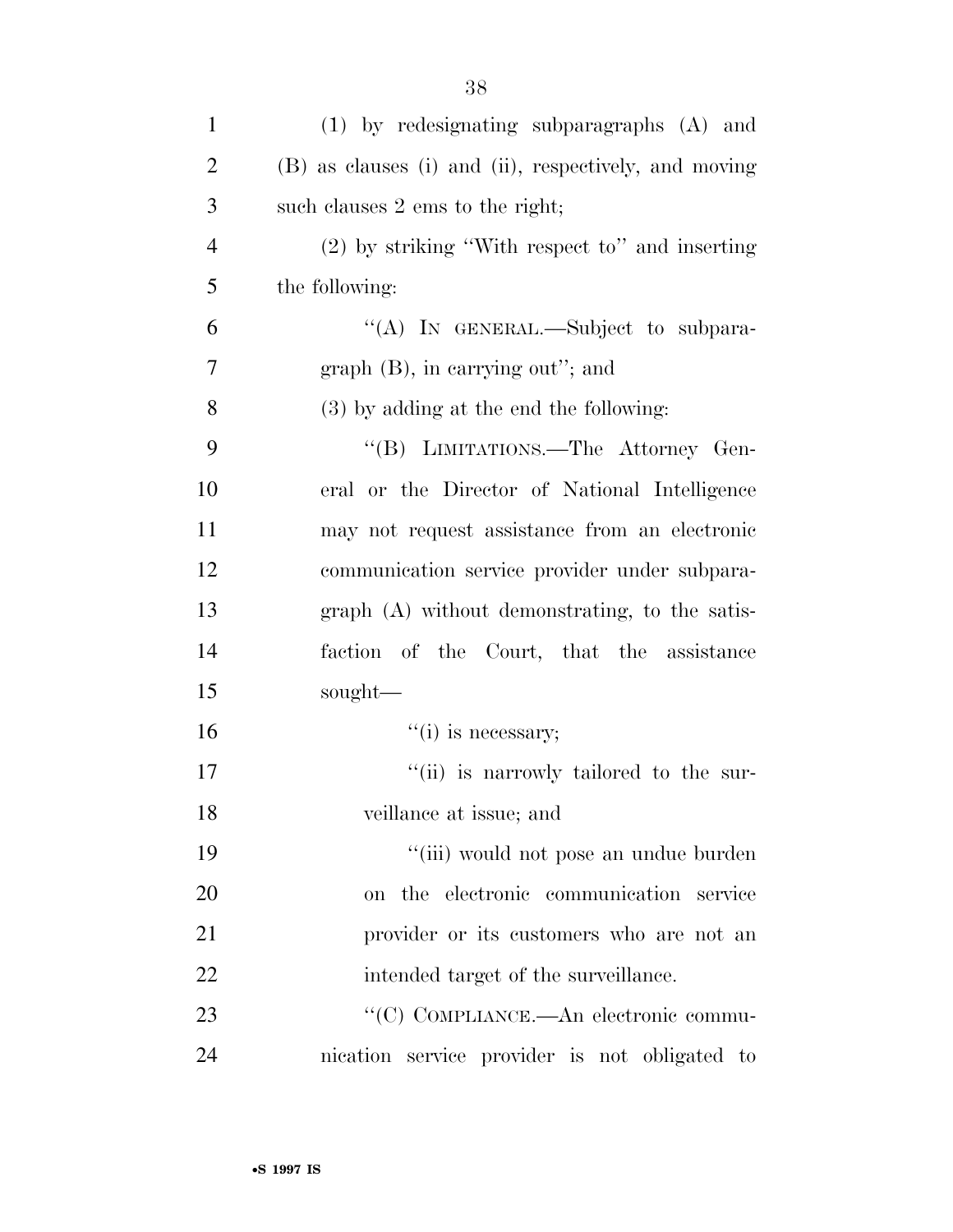(1) by redesignating subparagraphs (A) and (B) as clauses (i) and (ii), respectively, and moving such clauses 2 ems to the right;

(2) by striking "With respect to" and inserting the following:

"(A) IN GENERAL.—Subject to subparagraph (B), in carrying out"; and

(3) by adding at the end the following:

"(B) LIMITATIONS.—The Attorney General or the Director of National Intelligence may not request assistance from an electronic communication service provider under subparagraph (A) without demonstrating, to the satisfaction of the Court, that the assistance sought—

"(i) is necessary;

"(ii) is narrowly tailored to the surveillance at issue; and

"(iii) would not pose an undue burden on the electronic communication service provider or its customers who are not an intended target of the surveillance.

"(C) COMPLIANCE.—An electronic communication service provider is not obligated to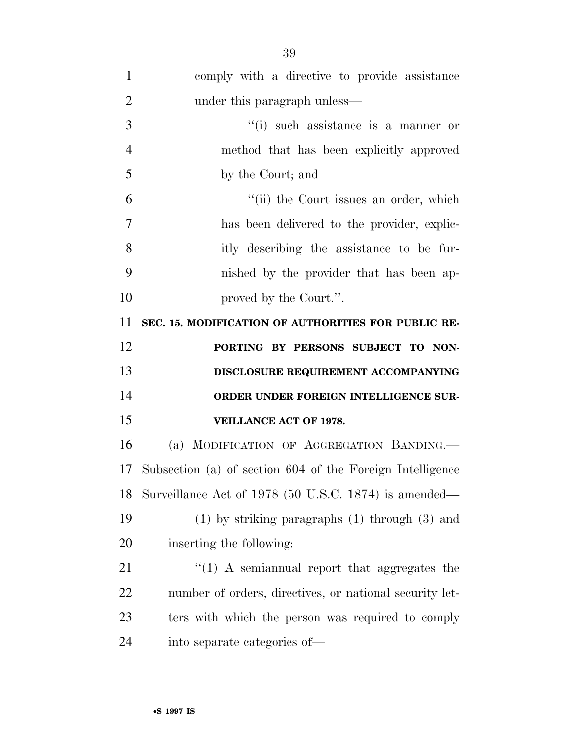comply with a directive to provide assistance under this paragraph unless—

''(i) such assistance is a manner or method that has been explicitly approved by the Court; and

''(ii) the Court issues an order, which has been delivered to the provider, explicitly describing the assistance to be furnished by the provider that has been approved by the Court.''.

## SEC. 15. MODIFICATION OF AUTHORITIES FOR PUBLIC REPORTING BY PERSONS SUBJECT TO NONDISCLOSURE REQUIREMENT ACCOMPANYING ORDER UNDER FOREIGN INTELLIGENCE SURVEILLANCE ACT OF 1978.

(a) MODIFICATION OF AGGREGATION BANDING.—Subsection (a) of section 604 of the Foreign Intelligence Surveillance Act of 1978 (50 U.S.C. 1874) is amended—

(1) by striking paragraphs (1) through (3) and inserting the following:

''(1) A semiannual report that aggregates the number of orders, directives, or national security letters with which the person was required to comply into separate categories of—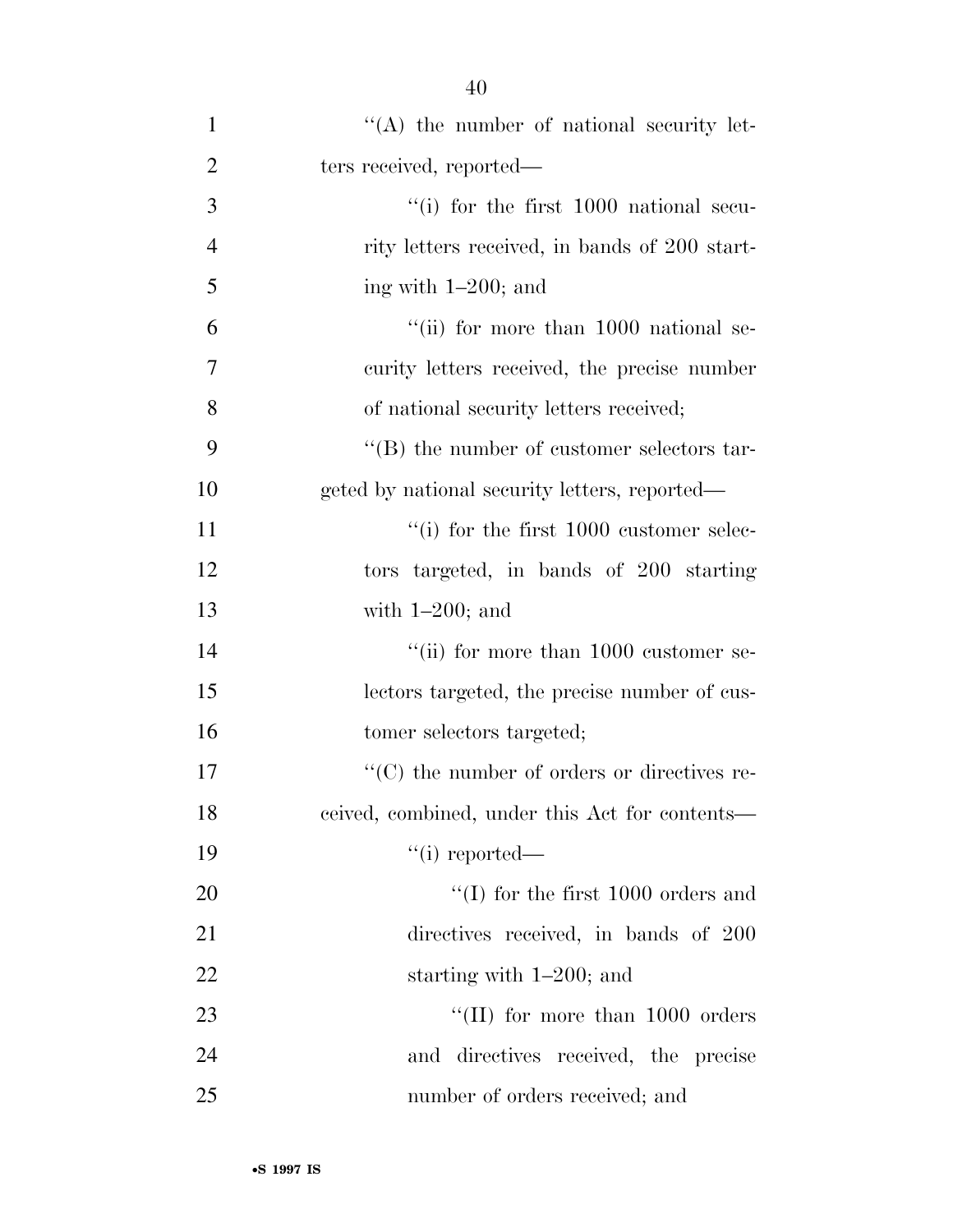''(A) the number of national security letters received, reported—

''(i) for the first 1000 national security letters received, in bands of 200 starting with 1–200; and

''(ii) for more than 1000 national security letters received, the precise number of national security letters received;

''(B) the number of customer selectors targeted by national security letters, reported—

''(i) for the first 1000 customer selectors targeted, in bands of 200 starting with 1–200; and

''(ii) for more than 1000 customer selectors targeted, the precise number of customer selectors targeted;

''(C) the number of orders or directives received, combined, under this Act for contents—

''(i) reported—

''(I) for the first 1000 orders and directives received, in bands of 200 starting with 1–200; and

''(II) for more than 1000 orders and directives received, the precise number of orders received; and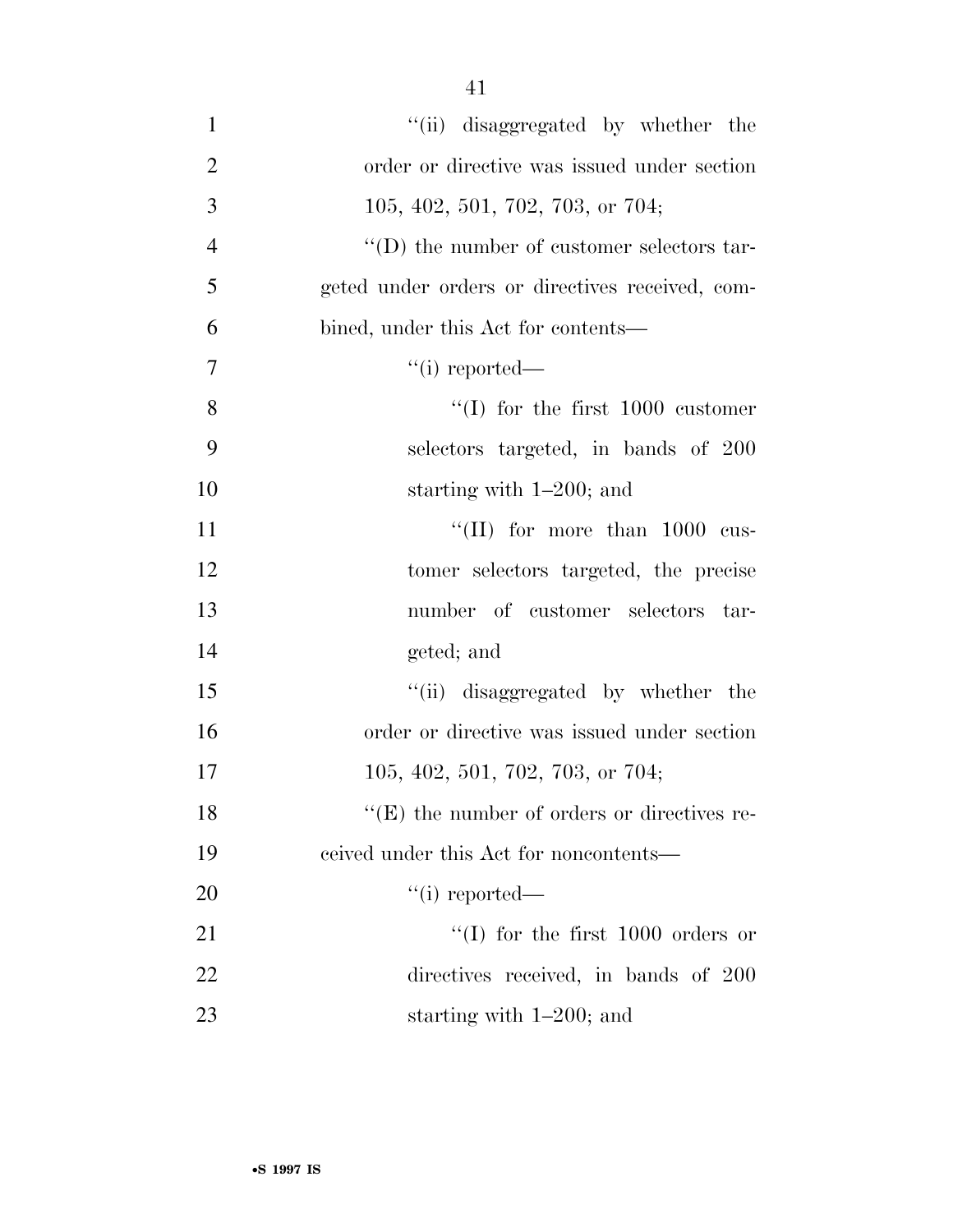''(ii) disaggregated by whether the order or directive was issued under section 105, 402, 501, 702, 703, or 704;

''(D) the number of customer selectors targeted under orders or directives received, combined, under this Act for contents—

''(i) reported—

''(I) for the first 1000 customer selectors targeted, in bands of 200 starting with 1–200; and

''(II) for more than 1000 customer selectors targeted, the precise number of customer selectors targeted; and

''(ii) disaggregated by whether the order or directive was issued under section 105, 402, 501, 702, 703, or 704;

''(E) the number of orders or directives received under this Act for noncontents—

''(i) reported—

''(I) for the first 1000 orders or directives received, in bands of 200 starting with 1–200; and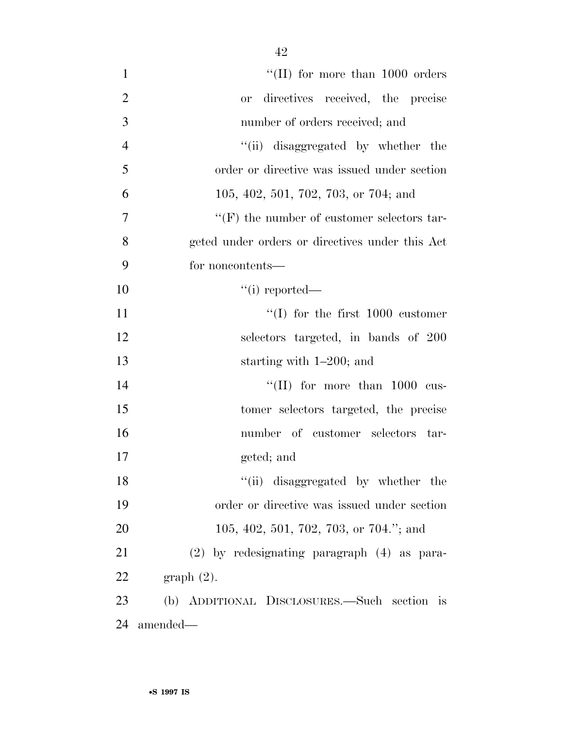''(II) for more than 1000 orders or directives received, the precise number of orders received; and

''(ii) disaggregated by whether the order or directive was issued under section 105, 402, 501, 702, 703, or 704; and

''(F) the number of customer selectors targeted under orders or directives under this Act for noncontents—

''(i) reported—

''(I) for the first 1000 customer selectors targeted, in bands of 200 starting with 1–200; and

''(II) for more than 1000 customer selectors targeted, the precise number of customer selectors targeted; and

''(ii) disaggregated by whether the order or directive was issued under section 105, 402, 501, 702, 703, or 704.''; and

(2) by redesignating paragraph (4) as paragraph (2).

(b) ADDITIONAL DISCLOSURES.—Such section is amended—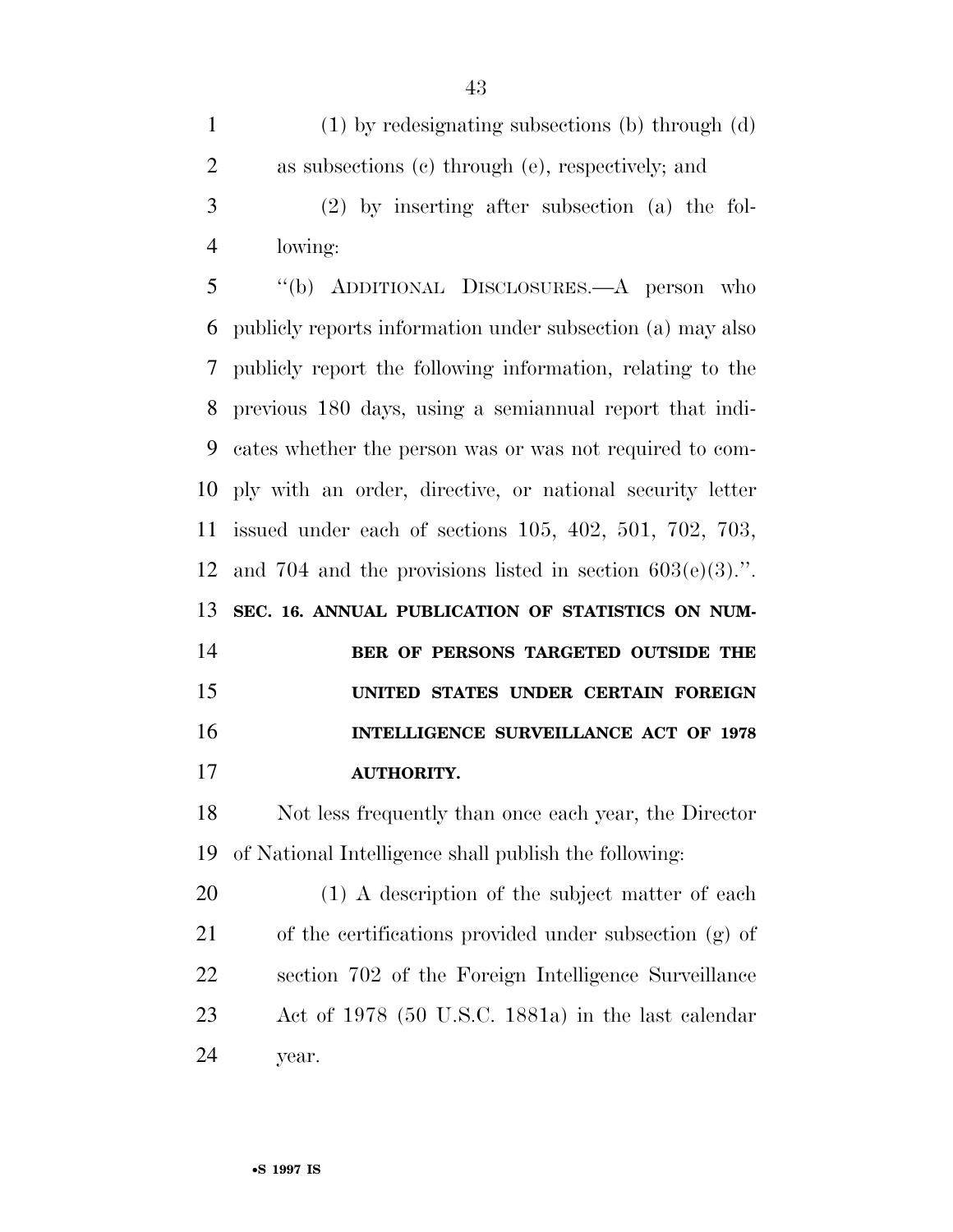(1) by redesignating subsections (b) through (d) as subsections (c) through (e), respectively; and

(2) by inserting after subsection (a) the following:

"(b) ADDITIONAL DISCLOSURES.—A person who publicly reports information under subsection (a) may also publicly report the following information, relating to the previous 180 days, using a semiannual report that indicates whether the person was or was not required to comply with an order, directive, or national security letter issued under each of sections 105, 402, 501, 702, 703, and 704 and the provisions listed in section 603(e)(3).".

**SEC. 16. ANNUAL PUBLICATION OF STATISTICS ON NUMBER OF PERSONS TARGETED OUTSIDE THE UNITED STATES UNDER CERTAIN FOREIGN INTELLIGENCE SURVEILLANCE ACT OF 1978 AUTHORITY.**

Not less frequently than once each year, the Director of National Intelligence shall publish the following:

(1) A description of the subject matter of each of the certifications provided under subsection (g) of section 702 of the Foreign Intelligence Surveillance Act of 1978 (50 U.S.C. 1881a) in the last calendar year.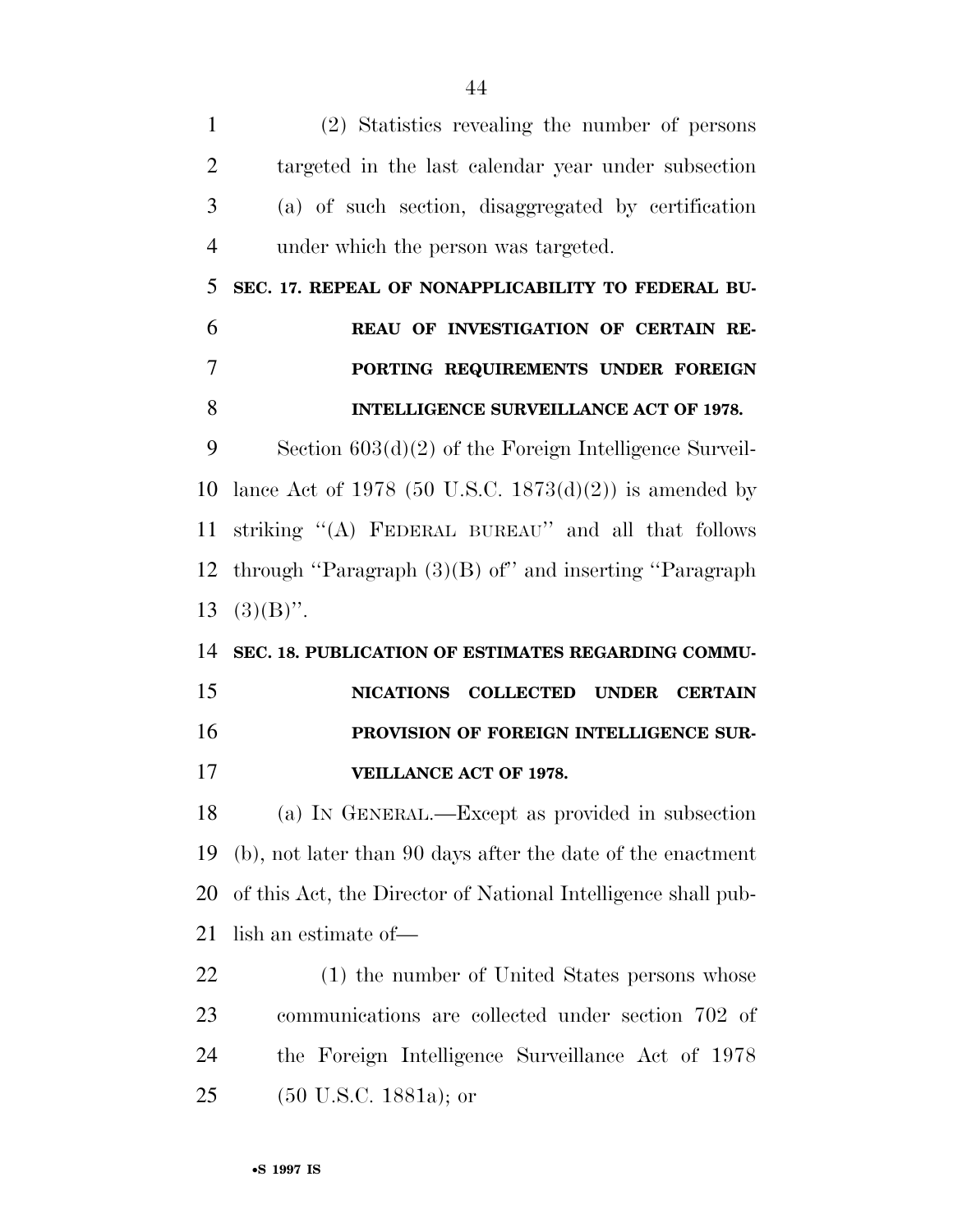(2) Statistics revealing the number of persons targeted in the last calendar year under subsection (a) of such section, disaggregated by certification under which the person was targeted.

**SEC. 17. REPEAL OF NONAPPLICABILITY TO FEDERAL BUREAU OF INVESTIGATION OF CERTAIN REPORTING REQUIREMENTS UNDER FOREIGN INTELLIGENCE SURVEILLANCE ACT OF 1978.**

Section 603(d)(2) of the Foreign Intelligence Surveillance Act of 1978 (50 U.S.C. 1873(d)(2)) is amended by striking "(A) FEDERAL BUREAU" and all that follows through "Paragraph (3)(B) of" and inserting "Paragraph (3)(B)".

**SEC. 18. PUBLICATION OF ESTIMATES REGARDING COMMUNICATIONS COLLECTED UNDER CERTAIN PROVISION OF FOREIGN INTELLIGENCE SURVEILLANCE ACT OF 1978.**

(a) IN GENERAL.—Except as provided in subsection (b), not later than 90 days after the date of the enactment of this Act, the Director of National Intelligence shall publish an estimate of—

(1) the number of United States persons whose communications are collected under section 702 of the Foreign Intelligence Surveillance Act of 1978 (50 U.S.C. 1881a); or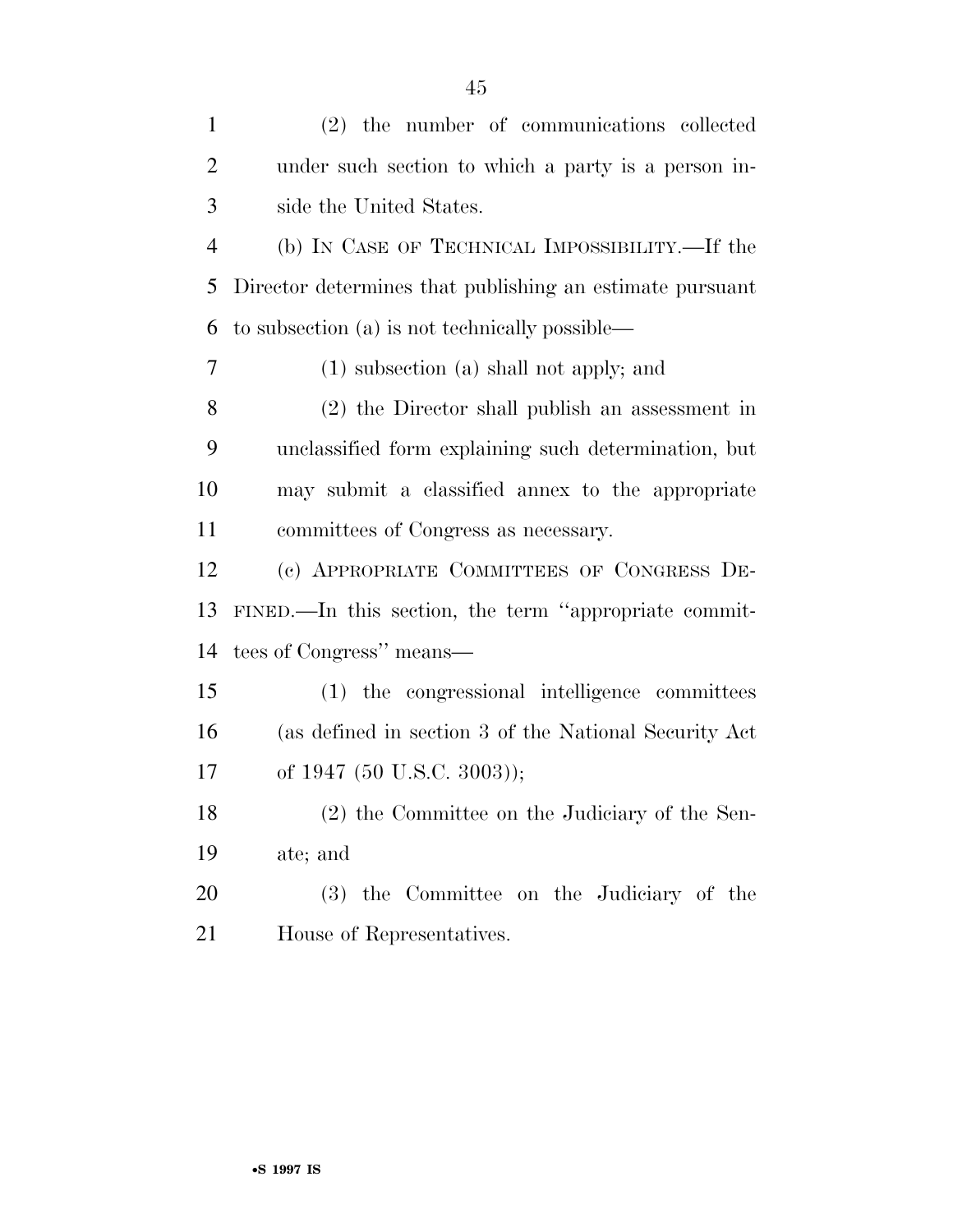(2) the number of communications collected under such section to which a party is a person inside the United States.

(b) IN CASE OF TECHNICAL IMPOSSIBILITY.—If the Director determines that publishing an estimate pursuant to subsection (a) is not technically possible—

(1) subsection (a) shall not apply; and

(2) the Director shall publish an assessment in unclassified form explaining such determination, but may submit a classified annex to the appropriate committees of Congress as necessary.

(c) APPROPRIATE COMMITTEES OF CONGRESS DEFINED.—In this section, the term ''appropriate committees of Congress'' means—

(1) the congressional intelligence committees (as defined in section 3 of the National Security Act of 1947 (50 U.S.C. 3003));

(2) the Committee on the Judiciary of the Senate; and

(3) the Committee on the Judiciary of the House of Representatives.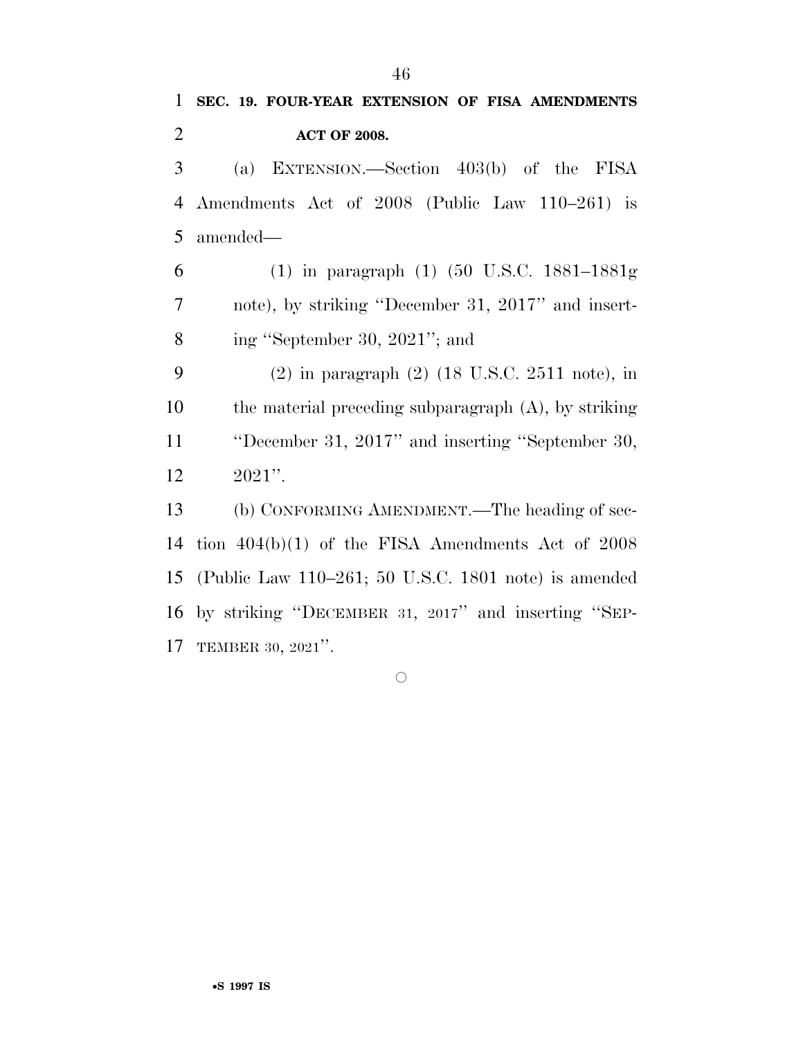**SEC. 19. FOUR-YEAR EXTENSION OF FISA AMENDMENTS ACT OF 2008.**

(a) EXTENSION.—Section 403(b) of the FISA Amendments Act of 2008 (Public Law 110–261) is amended—

(1) in paragraph (1) (50 U.S.C. 1881–1881g note), by striking ''December 31, 2017'' and inserting ''September 30, 2021''; and

(2) in paragraph (2) (18 U.S.C. 2511 note), in the material preceding subparagraph (A), by striking ''December 31, 2017'' and inserting ''September 30, 2021''.

(b) CONFORMING AMENDMENT.—The heading of section 404(b)(1) of the FISA Amendments Act of 2008 (Public Law 110–261; 50 U.S.C. 1801 note) is amended by striking ''DECEMBER 31, 2017'' and inserting ''SEPTEMBER 30, 2021''.

○